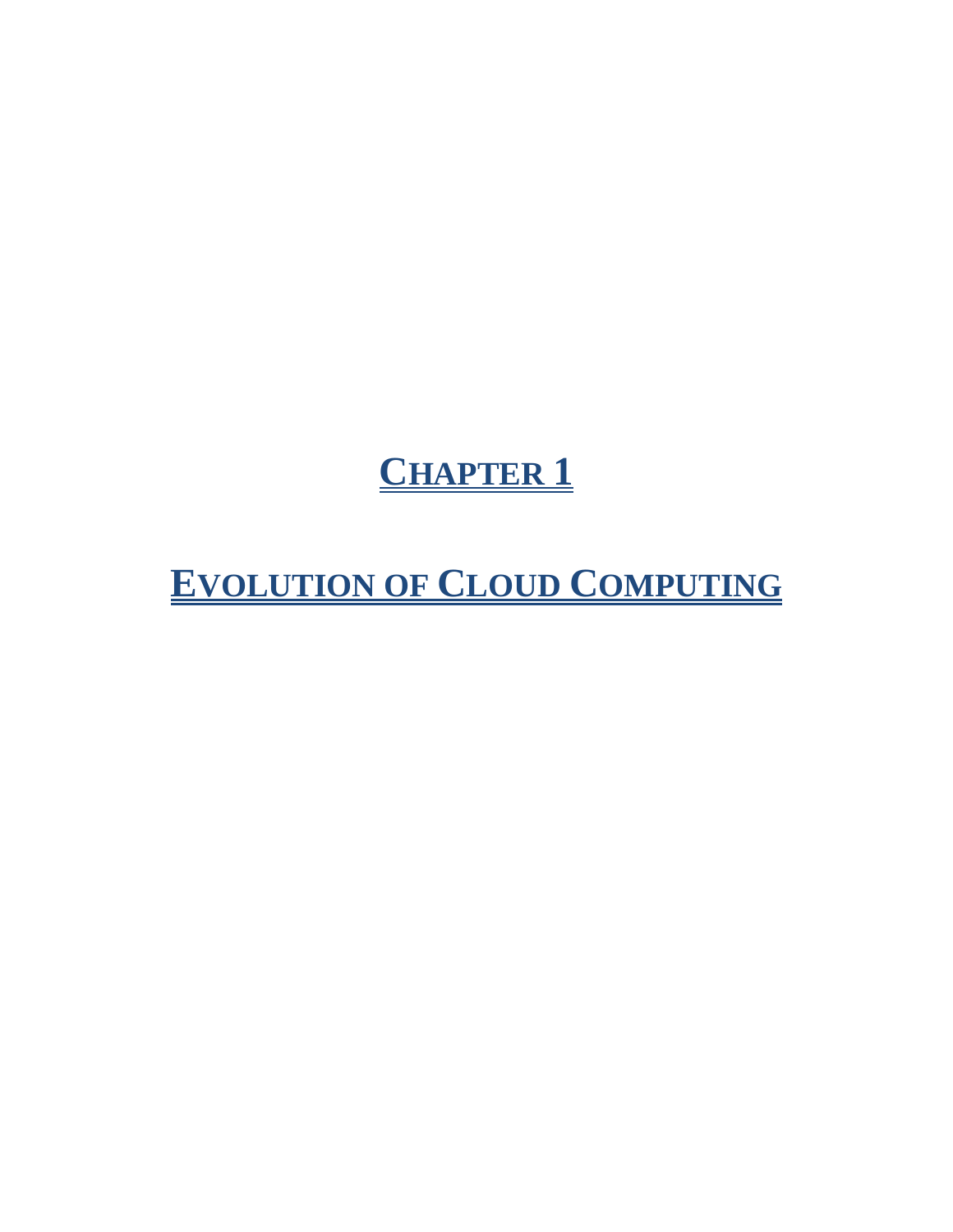# CHAPTER 1

# EVOLUTION OF CLOUD COMPUTING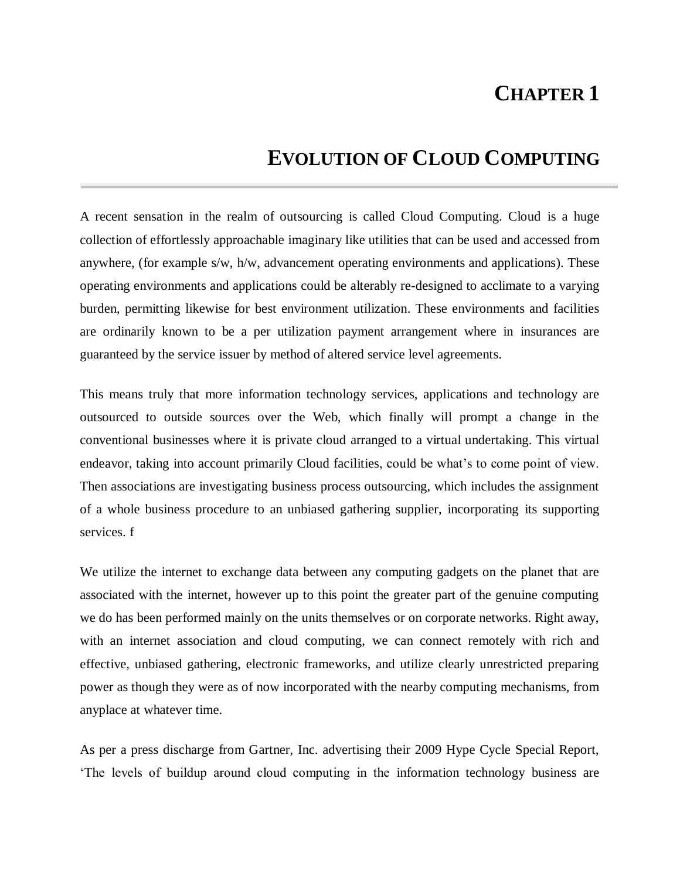# CHAPTER 1

# EVOLUTION OF CLOUD COMPUTING

A recent sensation in the realm of outsourcing is called Cloud Computing. Cloud is a huge collection of effortlessly approachable imaginary like utilities that can be used and accessed from anywhere, (for example s/w, h/w, advancement operating environments and applications). These operating environments and applications could be alterably re-designed to acclimate to a varying burden, permitting likewise for best environment utilization. These environments and facilities are ordinarily known to be a per utilization payment arrangement where in insurances are guaranteed by the service issuer by method of altered service level agreements.

This means truly that more information technology services, applications and technology are outsourced to outside sources over the Web, which finally will prompt a change in the conventional businesses where it is private cloud arranged to a virtual undertaking. This virtual endeavor, taking into account primarily Cloud facilities, could be what's to come point of view. Then associations are investigating business process outsourcing, which includes the assignment of a whole business procedure to an unbiased gathering supplier, incorporating its supporting services. f

We utilize the internet to exchange data between any computing gadgets on the planet that are associated with the internet, however up to this point the greater part of the genuine computing we do has been performed mainly on the units themselves or on corporate networks. Right away, with an internet association and cloud computing, we can connect remotely with rich and effective, unbiased gathering, electronic frameworks, and utilize clearly unrestricted preparing power as though they were as of now incorporated with the nearby computing mechanisms, from anyplace at whatever time.

As per a press discharge from Gartner, Inc. advertising their 2009 Hype Cycle Special Report, 'The levels of buildup around cloud computing in the information technology business are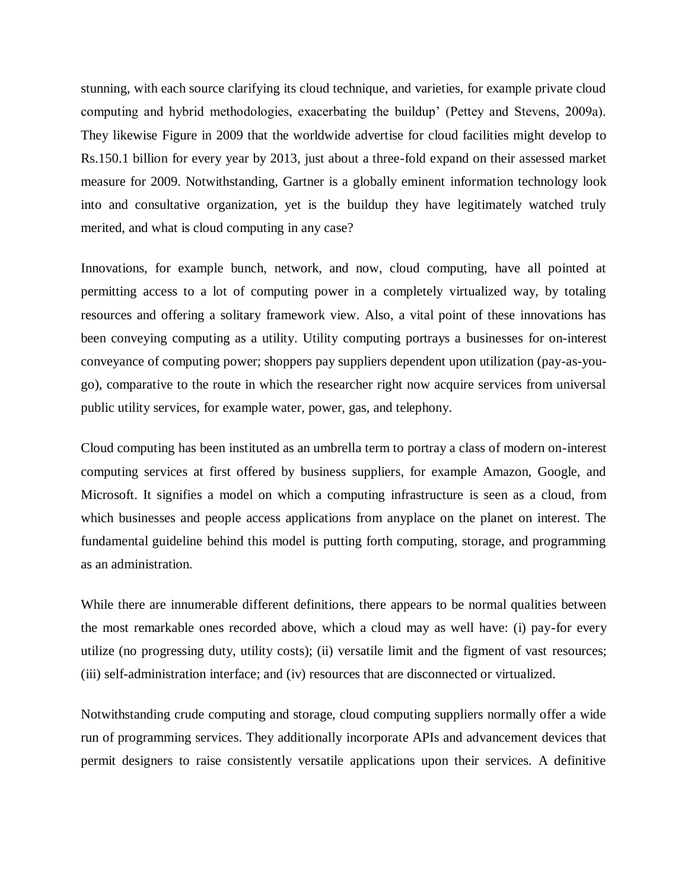stunning, with each source clarifying its cloud technique, and varieties, for example private cloud computing and hybrid methodologies, exacerbating the buildup' (Pettey and Stevens, 2009a). They likewise Figure in 2009 that the worldwide advertise for cloud facilities might develop to Rs.150.1 billion for every year by 2013, just about a three-fold expand on their assessed market measure for 2009. Notwithstanding, Gartner is a globally eminent information technology look into and consultative organization, yet is the buildup they have legitimately watched truly merited, and what is cloud computing in any case?

Innovations, for example bunch, network, and now, cloud computing, have all pointed at permitting access to a lot of computing power in a completely virtualized way, by totaling resources and offering a solitary framework view. Also, a vital point of these innovations has been conveying computing as a utility. Utility computing portrays a businesses for on-interest conveyance of computing power; shoppers pay suppliers dependent upon utilization (pay-as-you-go), comparative to the route in which the researcher right now acquire services from universal public utility services, for example water, power, gas, and telephony.

Cloud computing has been instituted as an umbrella term to portray a class of modern on-interest computing services at first offered by business suppliers, for example Amazon, Google, and Microsoft. It signifies a model on which a computing infrastructure is seen as a cloud, from which businesses and people access applications from anyplace on the planet on interest. The fundamental guideline behind this model is putting forth computing, storage, and programming as an administration.

While there are innumerable different definitions, there appears to be normal qualities between the most remarkable ones recorded above, which a cloud may as well have: (i) pay-for every utilize (no progressing duty, utility costs); (ii) versatile limit and the figment of vast resources; (iii) self-administration interface; and (iv) resources that are disconnected or virtualized.

Notwithstanding crude computing and storage, cloud computing suppliers normally offer a wide run of programming services. They additionally incorporate APIs and advancement devices that permit designers to raise consistently versatile applications upon their services. A definitive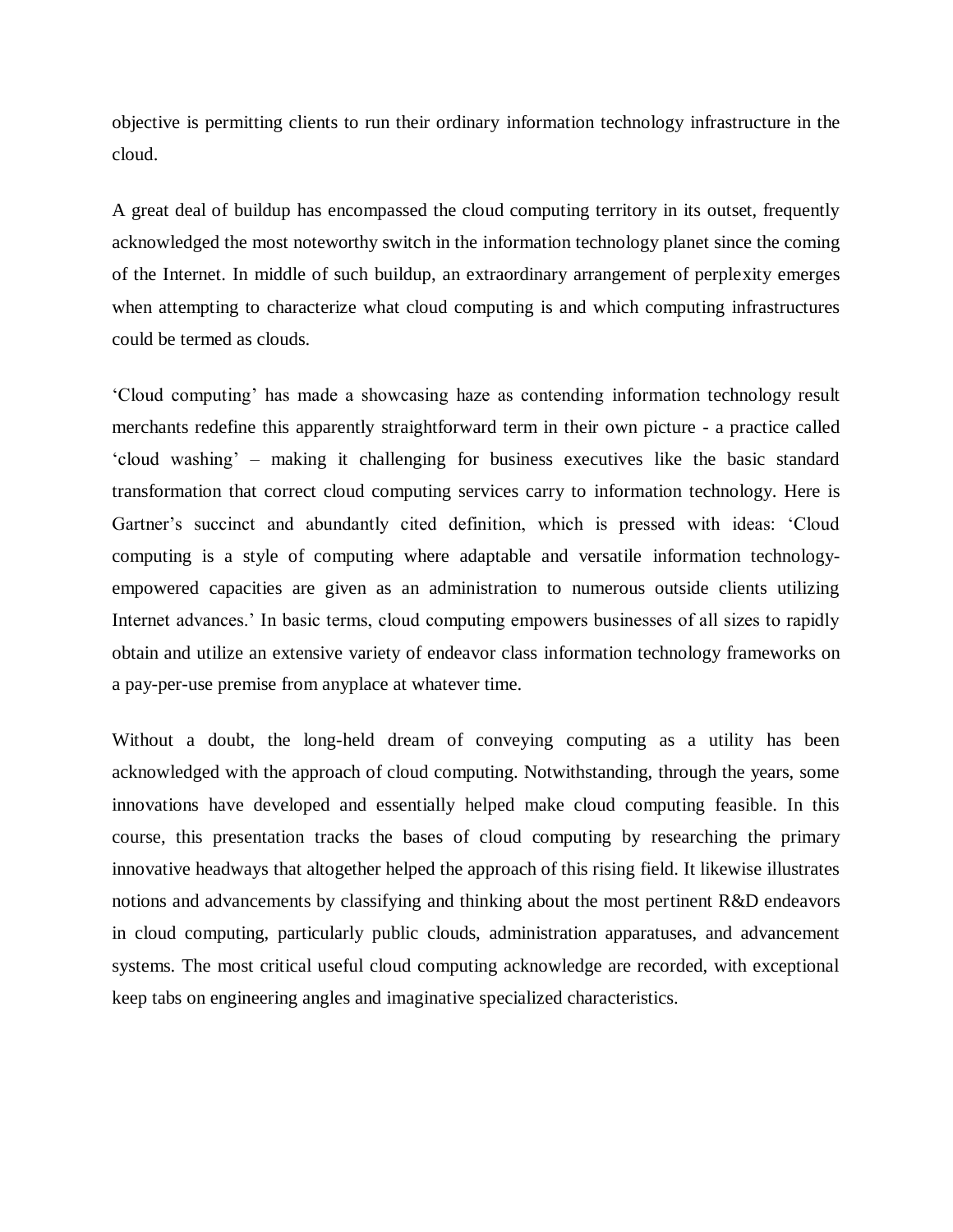objective is permitting clients to run their ordinary information technology infrastructure in the cloud.

A great deal of buildup has encompassed the cloud computing territory in its outset, frequently acknowledged the most noteworthy switch in the information technology planet since the coming of the Internet. In middle of such buildup, an extraordinary arrangement of perplexity emerges when attempting to characterize what cloud computing is and which computing infrastructures could be termed as clouds.

'Cloud computing' has made a showcasing haze as contending information technology result merchants redefine this apparently straightforward term in their own picture - a practice called 'cloud washing' – making it challenging for business executives like the basic standard transformation that correct cloud computing services carry to information technology. Here is Gartner's succinct and abundantly cited definition, which is pressed with ideas: 'Cloud computing is a style of computing where adaptable and versatile information technology-empowered capacities are given as an administration to numerous outside clients utilizing Internet advances.' In basic terms, cloud computing empowers businesses of all sizes to rapidly obtain and utilize an extensive variety of endeavor class information technology frameworks on a pay-per-use premise from anyplace at whatever time.

Without a doubt, the long-held dream of conveying computing as a utility has been acknowledged with the approach of cloud computing. Notwithstanding, through the years, some innovations have developed and essentially helped make cloud computing feasible. In this course, this presentation tracks the bases of cloud computing by researching the primary innovative headways that altogether helped the approach of this rising field. It likewise illustrates notions and advancements by classifying and thinking about the most pertinent R&D endeavors in cloud computing, particularly public clouds, administration apparatuses, and advancement systems. The most critical useful cloud computing acknowledge are recorded, with exceptional keep tabs on engineering angles and imaginative specialized characteristics.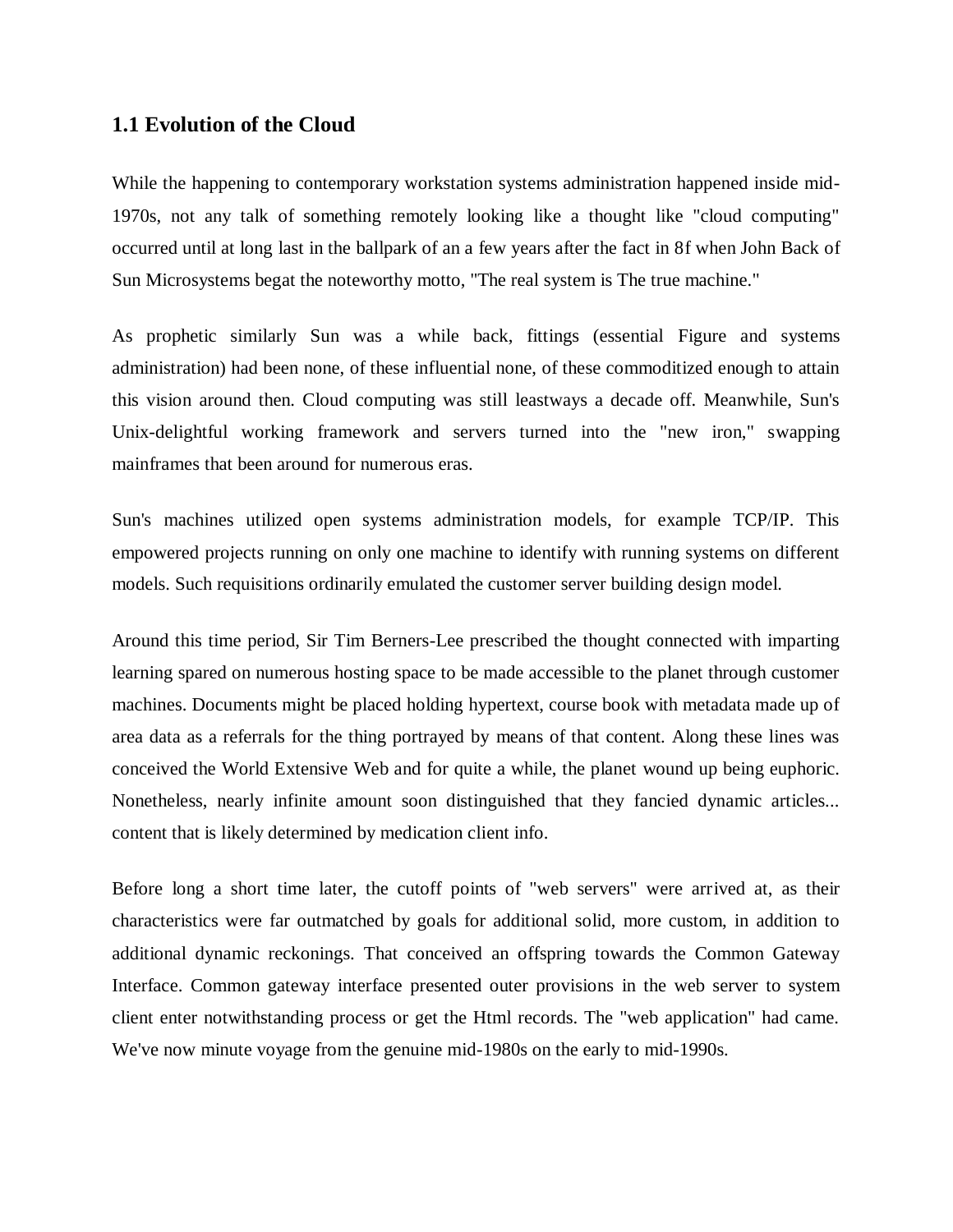### 1.1 Evolution of the Cloud

While the happening to contemporary workstation systems administration happened inside mid-1970s, not any talk of something remotely looking like a thought like "cloud computing" occurred until at long last in the ballpark of an a few years after the fact in 8f when John Back of Sun Microsystems begat the noteworthy motto, "The real system is The true machine."

As prophetic similarly Sun was a while back, fittings (essential Figure and systems administration) had been none, of these influential none, of these commoditized enough to attain this vision around then. Cloud computing was still leastways a decade off. Meanwhile, Sun's Unix-delightful working framework and servers turned into the "new iron," swapping mainframes that been around for numerous eras.

Sun's machines utilized open systems administration models, for example TCP/IP. This empowered projects running on only one machine to identify with running systems on different models. Such requisitions ordinarily emulated the customer server building design model.

Around this time period, Sir Tim Berners-Lee prescribed the thought connected with imparting learning spared on numerous hosting space to be made accessible to the planet through customer machines. Documents might be placed holding hypertext, course book with metadata made up of area data as a referrals for the thing portrayed by means of that content. Along these lines was conceived the World Extensive Web and for quite a while, the planet wound up being euphoric. Nonetheless, nearly infinite amount soon distinguished that they fancied dynamic articles... content that is likely determined by medication client info.

Before long a short time later, the cutoff points of "web servers" were arrived at, as their characteristics were far outmatched by goals for additional solid, more custom, in addition to additional dynamic reckonings. That conceived an offspring towards the Common Gateway Interface. Common gateway interface presented outer provisions in the web server to system client enter notwithstanding process or get the Html records. The "web application" had came. We've now minute voyage from the genuine mid-1980s on the early to mid-1990s.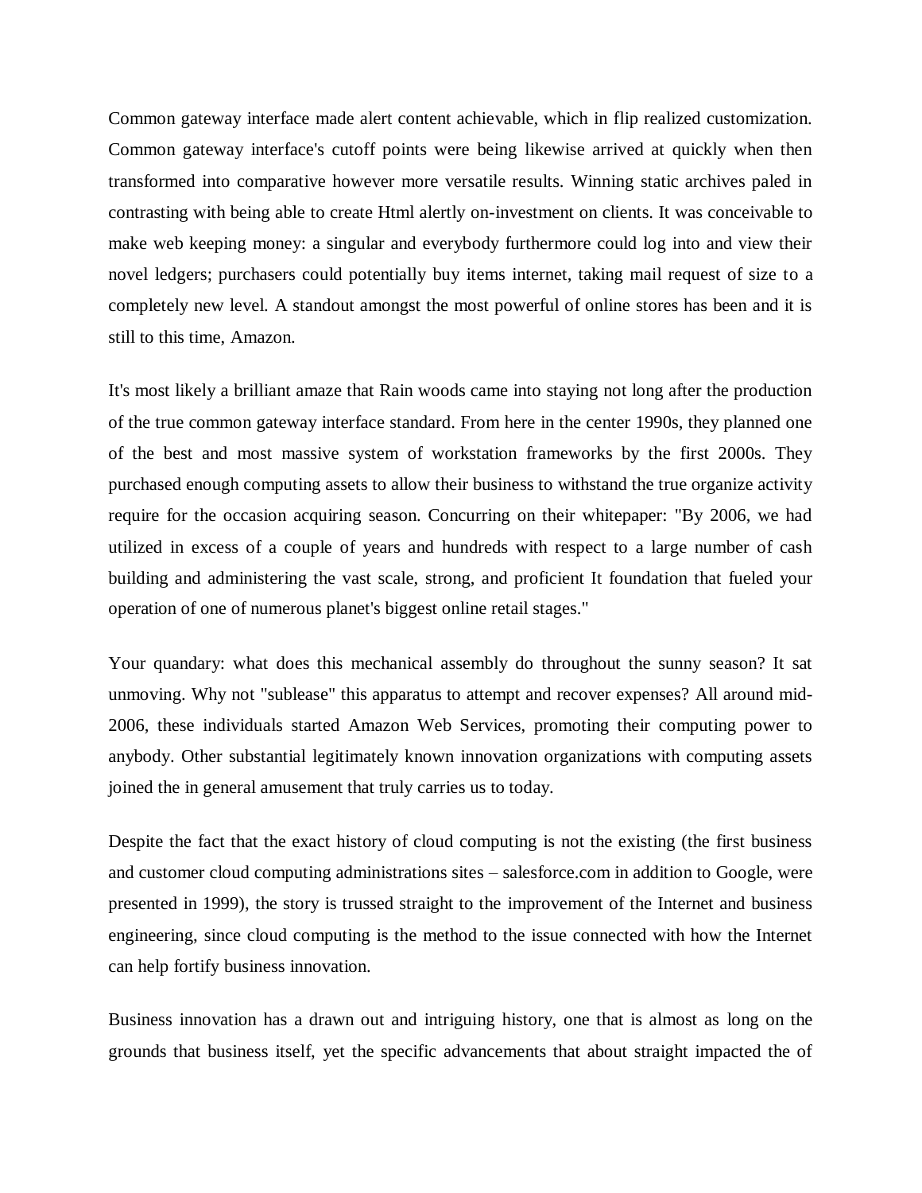Common gateway interface made alert content achievable, which in flip realized customization. Common gateway interface's cutoff points were being likewise arrived at quickly when then transformed into comparative however more versatile results. Winning static archives paled in contrasting with being able to create Html alertly on-investment on clients. It was conceivable to make web keeping money: a singular and everybody furthermore could log into and view their novel ledgers; purchasers could potentially buy items internet, taking mail request of size to a completely new level. A standout amongst the most powerful of online stores has been and it is still to this time, Amazon.

It's most likely a brilliant amaze that Rain woods came into staying not long after the production of the true common gateway interface standard. From here in the center 1990s, they planned one of the best and most massive system of workstation frameworks by the first 2000s. They purchased enough computing assets to allow their business to withstand the true organize activity require for the occasion acquiring season. Concurring on their whitepaper: "By 2006, we had utilized in excess of a couple of years and hundreds with respect to a large number of cash building and administering the vast scale, strong, and proficient It foundation that fueled your operation of one of numerous planet's biggest online retail stages."

Your quandary: what does this mechanical assembly do throughout the sunny season? It sat unmoving. Why not "sublease" this apparatus to attempt and recover expenses? All around mid-2006, these individuals started Amazon Web Services, promoting their computing power to anybody. Other substantial legitimately known innovation organizations with computing assets joined the in general amusement that truly carries us to today.

Despite the fact that the exact history of cloud computing is not the existing (the first business and customer cloud computing administrations sites – salesforce.com in addition to Google, were presented in 1999), the story is trussed straight to the improvement of the Internet and business engineering, since cloud computing is the method to the issue connected with how the Internet can help fortify business innovation.

Business innovation has a drawn out and intriguing history, one that is almost as long on the grounds that business itself, yet the specific advancements that about straight impacted the of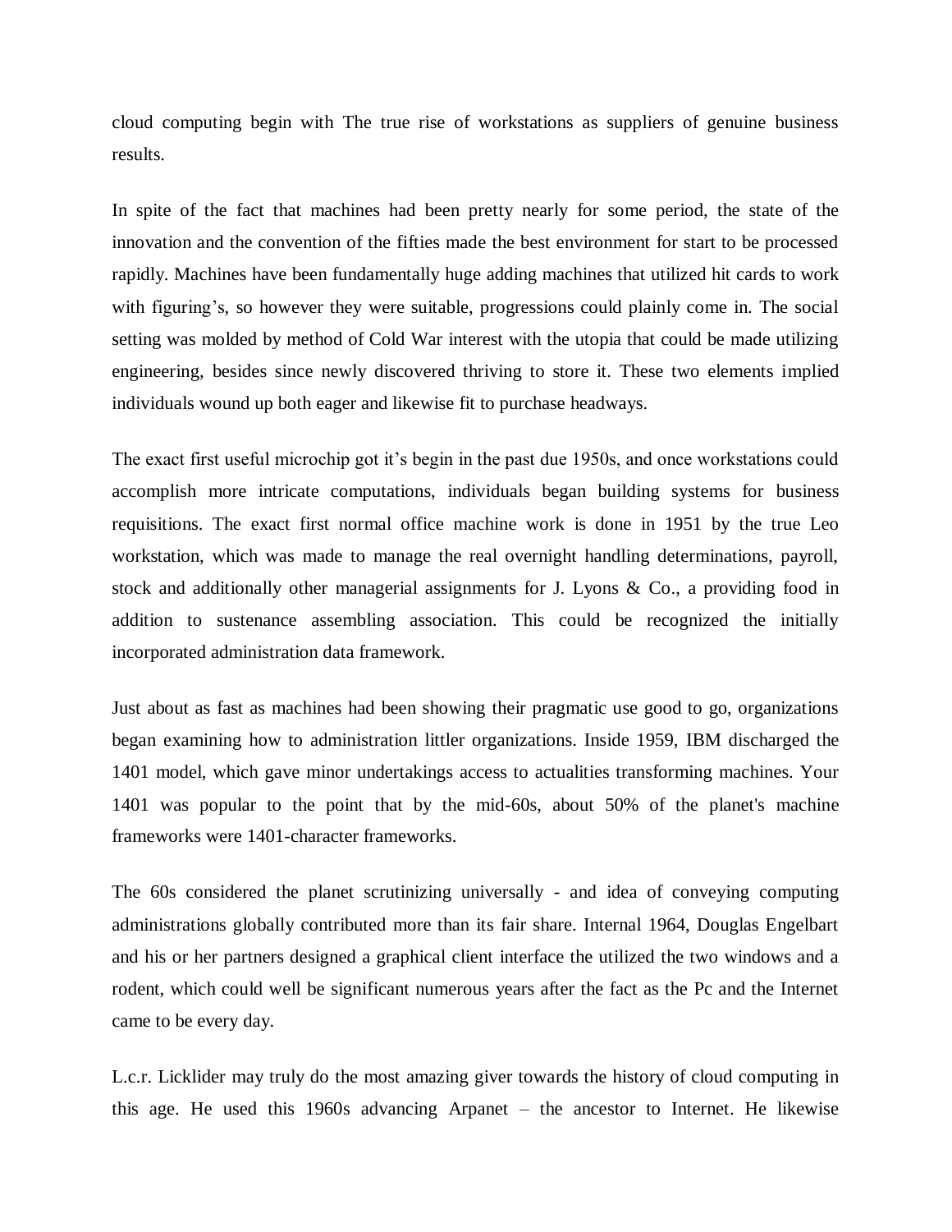cloud computing begin with The true rise of workstations as suppliers of genuine business results.

In spite of the fact that machines had been pretty nearly for some period, the state of the innovation and the convention of the fifties made the best environment for start to be processed rapidly. Machines have been fundamentally huge adding machines that utilized hit cards to work with figuring's, so however they were suitable, progressions could plainly come in. The social setting was molded by method of Cold War interest with the utopia that could be made utilizing engineering, besides since newly discovered thriving to store it. These two elements implied individuals wound up both eager and likewise fit to purchase headways.

The exact first useful microchip got it's begin in the past due 1950s, and once workstations could accomplish more intricate computations, individuals began building systems for business requisitions. The exact first normal office machine work is done in 1951 by the true Leo workstation, which was made to manage the real overnight handling determinations, payroll, stock and additionally other managerial assignments for J. Lyons & Co., a providing food in addition to sustenance assembling association. This could be recognized the initially incorporated administration data framework.

Just about as fast as machines had been showing their pragmatic use good to go, organizations began examining how to administration littler organizations. Inside 1959, IBM discharged the 1401 model, which gave minor undertakings access to actualities transforming machines. Your 1401 was popular to the point that by the mid-60s, about 50% of the planet's machine frameworks were 1401-character frameworks.

The 60s considered the planet scrutinizing universally - and idea of conveying computing administrations globally contributed more than its fair share. Internal 1964, Douglas Engelbart and his or her partners designed a graphical client interface the utilized the two windows and a rodent, which could well be significant numerous years after the fact as the Pc and the Internet came to be every day.

L.c.r. Licklider may truly do the most amazing giver towards the history of cloud computing in this age. He used this 1960s advancing Arpanet – the ancestor to Internet. He likewise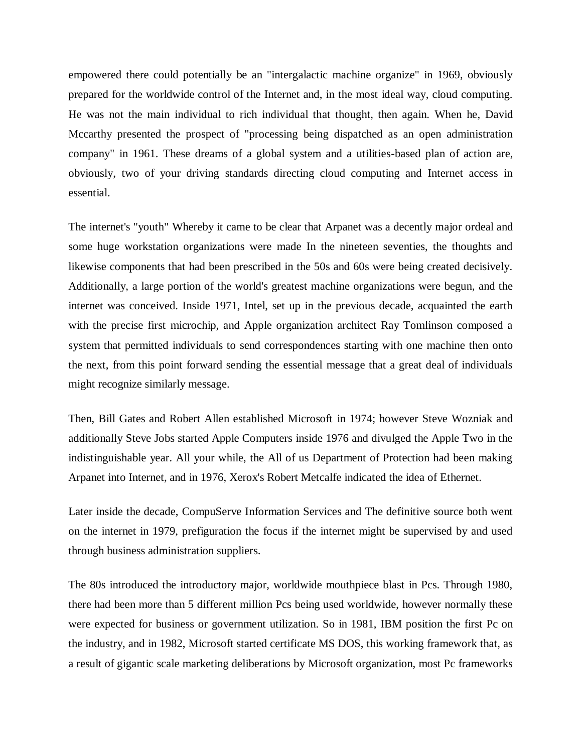empowered there could potentially be an "intergalactic machine organize" in 1969, obviously prepared for the worldwide control of the Internet and, in the most ideal way, cloud computing. He was not the main individual to rich individual that thought, then again. When he, David Mccarthy presented the prospect of "processing being dispatched as an open administration company" in 1961. These dreams of a global system and a utilities-based plan of action are, obviously, two of your driving standards directing cloud computing and Internet access in essential.

The internet's "youth" Whereby it came to be clear that Arpanet was a decently major ordeal and some huge workstation organizations were made In the nineteen seventies, the thoughts and likewise components that had been prescribed in the 50s and 60s were being created decisively. Additionally, a large portion of the world's greatest machine organizations were begun, and the internet was conceived. Inside 1971, Intel, set up in the previous decade, acquainted the earth with the precise first microchip, and Apple organization architect Ray Tomlinson composed a system that permitted individuals to send correspondences starting with one machine then onto the next, from this point forward sending the essential message that a great deal of individuals might recognize similarly message.

Then, Bill Gates and Robert Allen established Microsoft in 1974; however Steve Wozniak and additionally Steve Jobs started Apple Computers inside 1976 and divulged the Apple Two in the indistinguishable year. All your while, the All of us Department of Protection had been making Arpanet into Internet, and in 1976, Xerox's Robert Metcalfe indicated the idea of Ethernet.

Later inside the decade, CompuServe Information Services and The definitive source both went on the internet in 1979, prefiguration the focus if the internet might be supervised by and used through business administration suppliers.

The 80s introduced the introductory major, worldwide mouthpiece blast in Pcs. Through 1980, there had been more than 5 different million Pcs being used worldwide, however normally these were expected for business or government utilization. So in 1981, IBM position the first Pc on the industry, and in 1982, Microsoft started certificate MS DOS, this working framework that, as a result of gigantic scale marketing deliberations by Microsoft organization, most Pc frameworks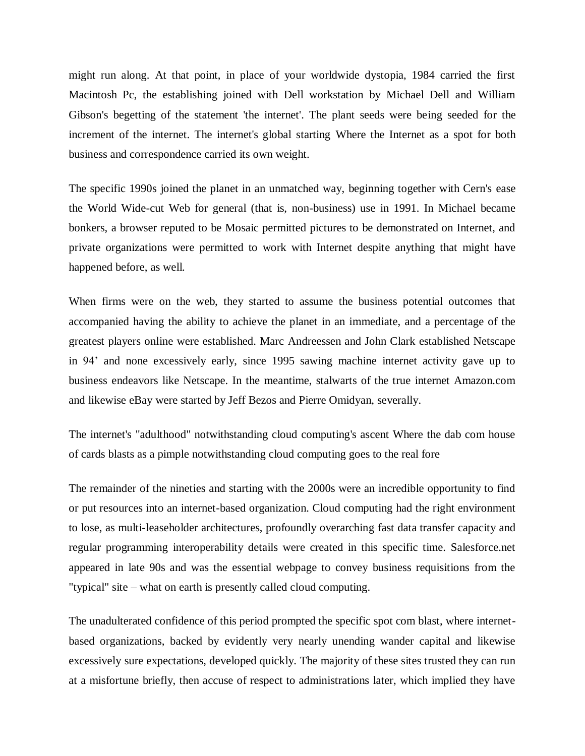might run along. At that point, in place of your worldwide dystopia, 1984 carried the first Macintosh Pc, the establishing joined with Dell workstation by Michael Dell and William Gibson's begetting of the statement 'the internet'. The plant seeds were being seeded for the increment of the internet. The internet's global starting Where the Internet as a spot for both business and correspondence carried its own weight.

The specific 1990s joined the planet in an unmatched way, beginning together with Cern's ease the World Wide-cut Web for general (that is, non-business) use in 1991. In Michael became bonkers, a browser reputed to be Mosaic permitted pictures to be demonstrated on Internet, and private organizations were permitted to work with Internet despite anything that might have happened before, as well.

When firms were on the web, they started to assume the business potential outcomes that accompanied having the ability to achieve the planet in an immediate, and a percentage of the greatest players online were established. Marc Andreessen and John Clark established Netscape in 94' and none excessively early, since 1995 sawing machine internet activity gave up to business endeavors like Netscape. In the meantime, stalwarts of the true internet Amazon.com and likewise eBay were started by Jeff Bezos and Pierre Omidyan, severally.

The internet's "adulthood" notwithstanding cloud computing's ascent Where the dab com house of cards blasts as a pimple notwithstanding cloud computing goes to the real fore

The remainder of the nineties and starting with the 2000s were an incredible opportunity to find or put resources into an internet-based organization. Cloud computing had the right environment to lose, as multi-leaseholder architectures, profoundly overarching fast data transfer capacity and regular programming interoperability details were created in this specific time. Salesforce.net appeared in late 90s and was the essential webpage to convey business requisitions from the "typical" site – what on earth is presently called cloud computing.

The unadulterated confidence of this period prompted the specific spot com blast, where internet-based organizations, backed by evidently very nearly unending wander capital and likewise excessively sure expectations, developed quickly. The majority of these sites trusted they can run at a misfortune briefly, then accuse of respect to administrations later, which implied they have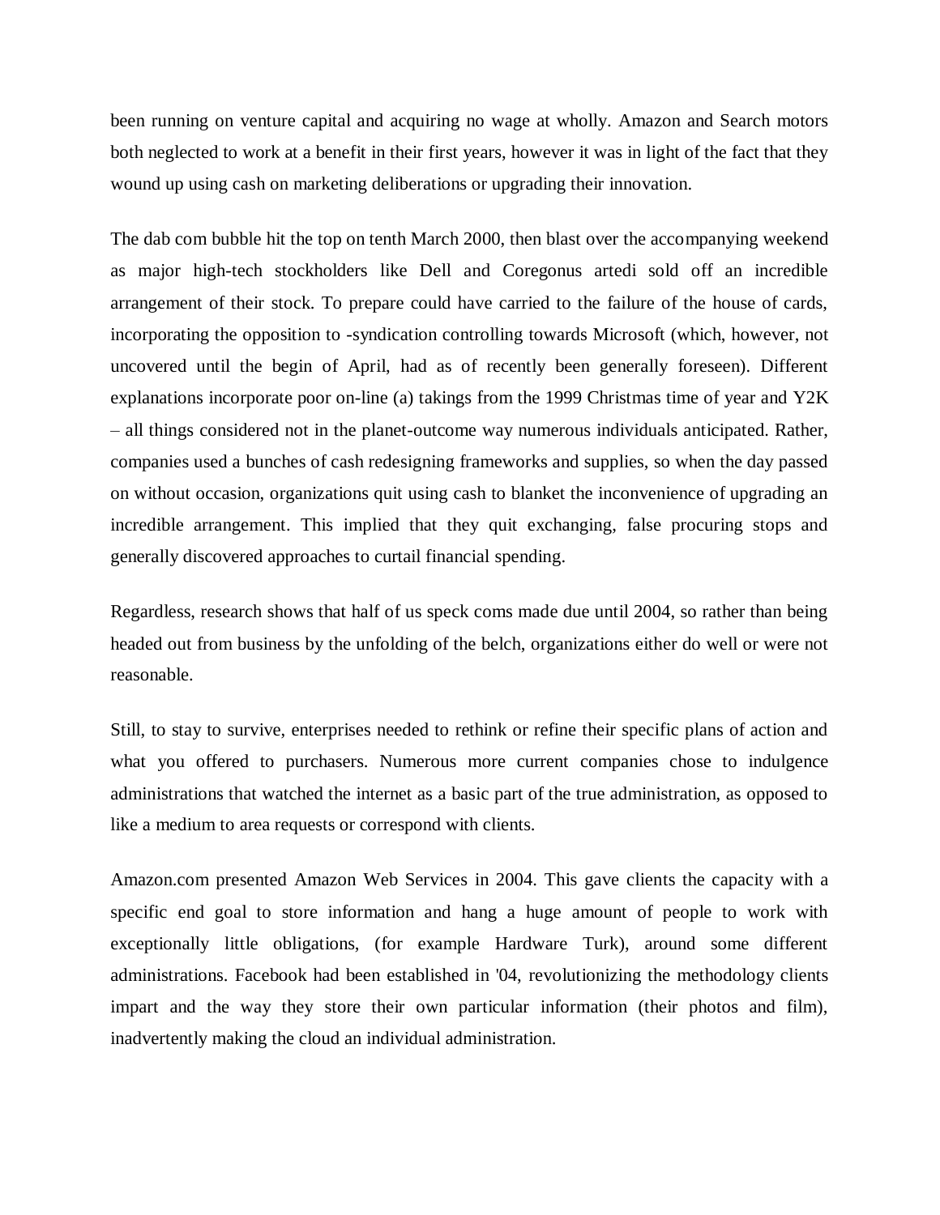been running on venture capital and acquiring no wage at wholly. Amazon and Search motors both neglected to work at a benefit in their first years, however it was in light of the fact that they wound up using cash on marketing deliberations or upgrading their innovation.

The dab com bubble hit the top on tenth March 2000, then blast over the accompanying weekend as major high-tech stockholders like Dell and Coregonus artedi sold off an incredible arrangement of their stock. To prepare could have carried to the failure of the house of cards, incorporating the opposition to -syndication controlling towards Microsoft (which, however, not uncovered until the begin of April, had as of recently been generally foreseen). Different explanations incorporate poor on-line (a) takings from the 1999 Christmas time of year and Y2K – all things considered not in the planet-outcome way numerous individuals anticipated. Rather, companies used a bunches of cash redesigning frameworks and supplies, so when the day passed on without occasion, organizations quit using cash to blanket the inconvenience of upgrading an incredible arrangement. This implied that they quit exchanging, false procuring stops and generally discovered approaches to curtail financial spending.

Regardless, research shows that half of us speck coms made due until 2004, so rather than being headed out from business by the unfolding of the belch, organizations either do well or were not reasonable.

Still, to stay to survive, enterprises needed to rethink or refine their specific plans of action and what you offered to purchasers. Numerous more current companies chose to indulgence administrations that watched the internet as a basic part of the true administration, as opposed to like a medium to area requests or correspond with clients.

Amazon.com presented Amazon Web Services in 2004. This gave clients the capacity with a specific end goal to store information and hang a huge amount of people to work with exceptionally little obligations, (for example Hardware Turk), around some different administrations. Facebook had been established in '04, revolutionizing the methodology clients impart and the way they store their own particular information (their photos and film), inadvertently making the cloud an individual administration.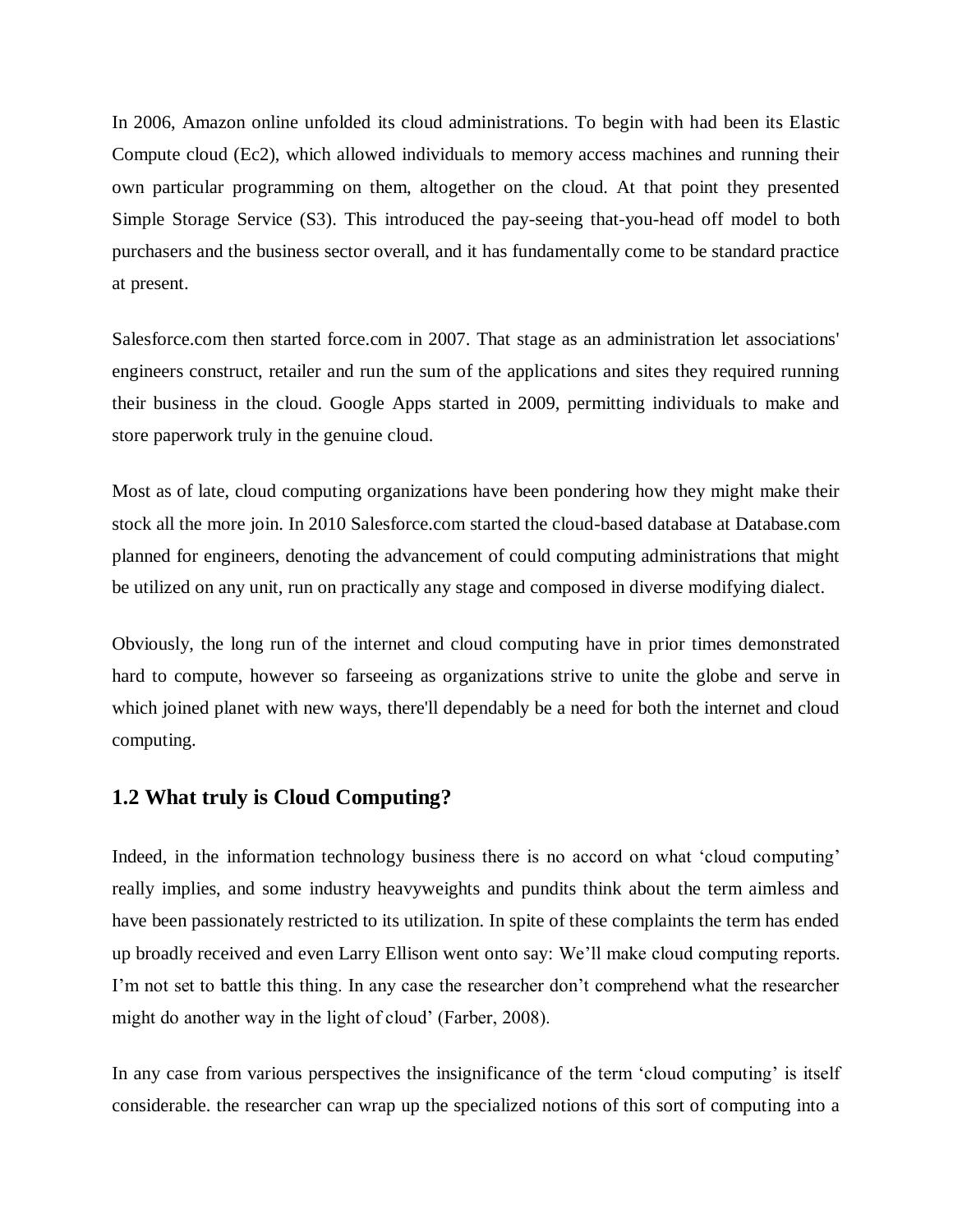In 2006, Amazon online unfolded its cloud administrations. To begin with had been its Elastic Compute cloud (Ec2), which allowed individuals to memory access machines and running their own particular programming on them, altogether on the cloud. At that point they presented Simple Storage Service (S3). This introduced the pay-seeing that-you-head off model to both purchasers and the business sector overall, and it has fundamentally come to be standard practice at present.

Salesforce.com then started force.com in 2007. That stage as an administration let associations' engineers construct, retailer and run the sum of the applications and sites they required running their business in the cloud. Google Apps started in 2009, permitting individuals to make and store paperwork truly in the genuine cloud.

Most as of late, cloud computing organizations have been pondering how they might make their stock all the more join. In 2010 Salesforce.com started the cloud-based database at Database.com planned for engineers, denoting the advancement of could computing administrations that might be utilized on any unit, run on practically any stage and composed in diverse modifying dialect.

Obviously, the long run of the internet and cloud computing have in prior times demonstrated hard to compute, however so farseeing as organizations strive to unite the globe and serve in which joined planet with new ways, there'll dependably be a need for both the internet and cloud computing.

## 1.2 What truly is Cloud Computing?

Indeed, in the information technology business there is no accord on what 'cloud computing' really implies, and some industry heavyweights and pundits think about the term aimless and have been passionately restricted to its utilization. In spite of these complaints the term has ended up broadly received and even Larry Ellison went onto say: We'll make cloud computing reports. I'm not set to battle this thing. In any case the researcher don't comprehend what the researcher might do another way in the light of cloud' (Farber, 2008).

In any case from various perspectives the insignificance of the term 'cloud computing' is itself considerable. the researcher can wrap up the specialized notions of this sort of computing into a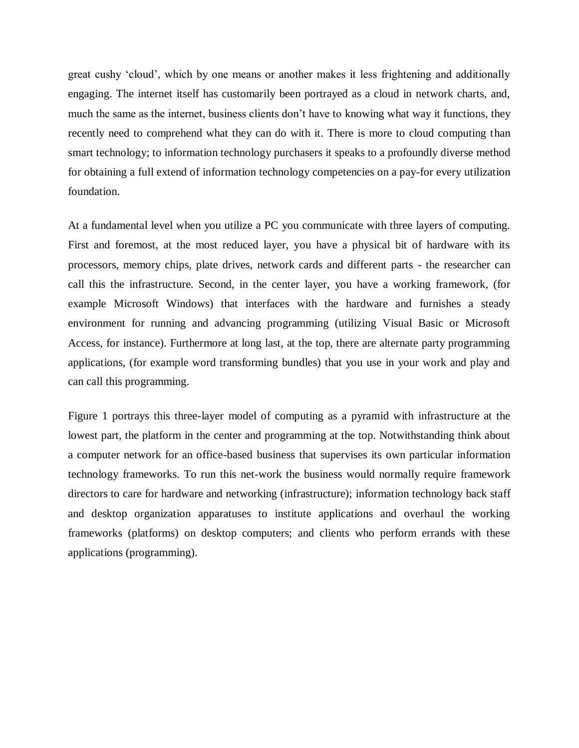great cushy 'cloud', which by one means or another makes it less frightening and additionally engaging. The internet itself has customarily been portrayed as a cloud in network charts, and, much the same as the internet, business clients don't have to knowing what way it functions, they recently need to comprehend what they can do with it. There is more to cloud computing than smart technology; to information technology purchasers it speaks to a profoundly diverse method for obtaining a full extend of information technology competencies on a pay-for every utilization foundation.

At a fundamental level when you utilize a PC you communicate with three layers of computing. First and foremost, at the most reduced layer, you have a physical bit of hardware with its processors, memory chips, plate drives, network cards and different parts - the researcher can call this the infrastructure. Second, in the center layer, you have a working framework, (for example Microsoft Windows) that interfaces with the hardware and furnishes a steady environment for running and advancing programming (utilizing Visual Basic or Microsoft Access, for instance). Furthermore at long last, at the top, there are alternate party programming applications, (for example word transforming bundles) that you use in your work and play and can call this programming.

Figure 1 portrays this three-layer model of computing as a pyramid with infrastructure at the lowest part, the platform in the center and programming at the top. Notwithstanding think about a computer network for an office-based business that supervises its own particular information technology frameworks. To run this net-work the business would normally require framework directors to care for hardware and networking (infrastructure); information technology back staff and desktop organization apparatuses to institute applications and overhaul the working frameworks (platforms) on desktop computers; and clients who perform errands with these applications (programming).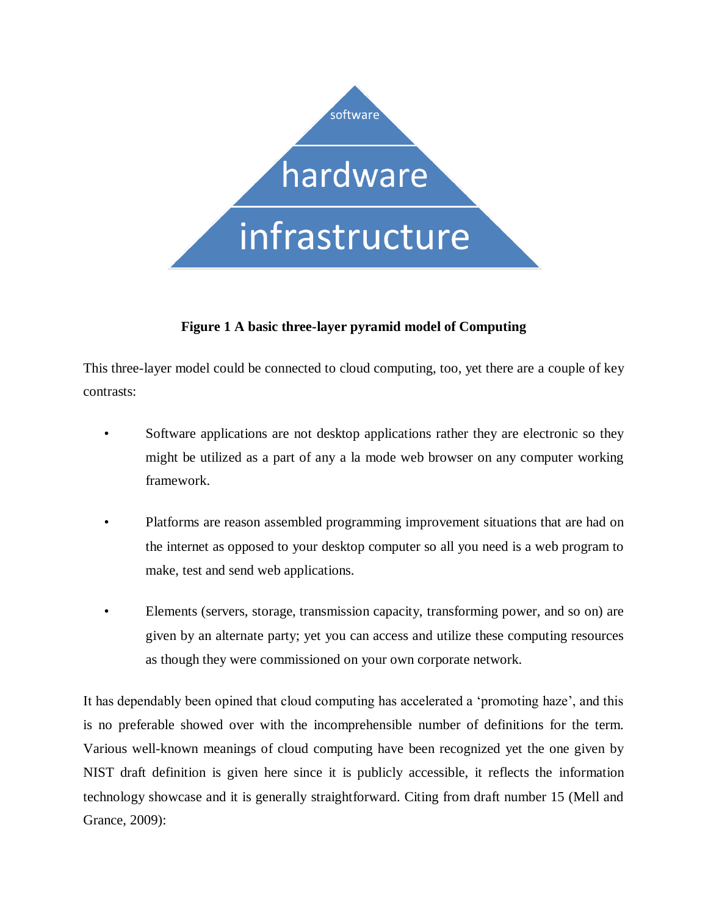**Figure 1 A basic three-layer pyramid model of Computing**

This three-layer model could be connected to cloud computing, too, yet there are a couple of key contrasts:

- Software applications are not desktop applications rather they are electronic so they might be utilized as a part of any a la mode web browser on any computer working framework.
- Platforms are reason assembled programming improvement situations that are had on the internet as opposed to your desktop computer so all you need is a web program to make, test and send web applications.
- Elements (servers, storage, transmission capacity, transforming power, and so on) are given by an alternate party; yet you can access and utilize these computing resources as though they were commissioned on your own corporate network.

It has dependably been opined that cloud computing has accelerated a 'promoting haze', and this is no preferable showed over with the incomprehensible number of definitions for the term. Various well-known meanings of cloud computing have been recognized yet the one given by NIST draft definition is given here since it is publicly accessible, it reflects the information technology showcase and it is generally straightforward. Citing from draft number 15 (Mell and Grance, 2009):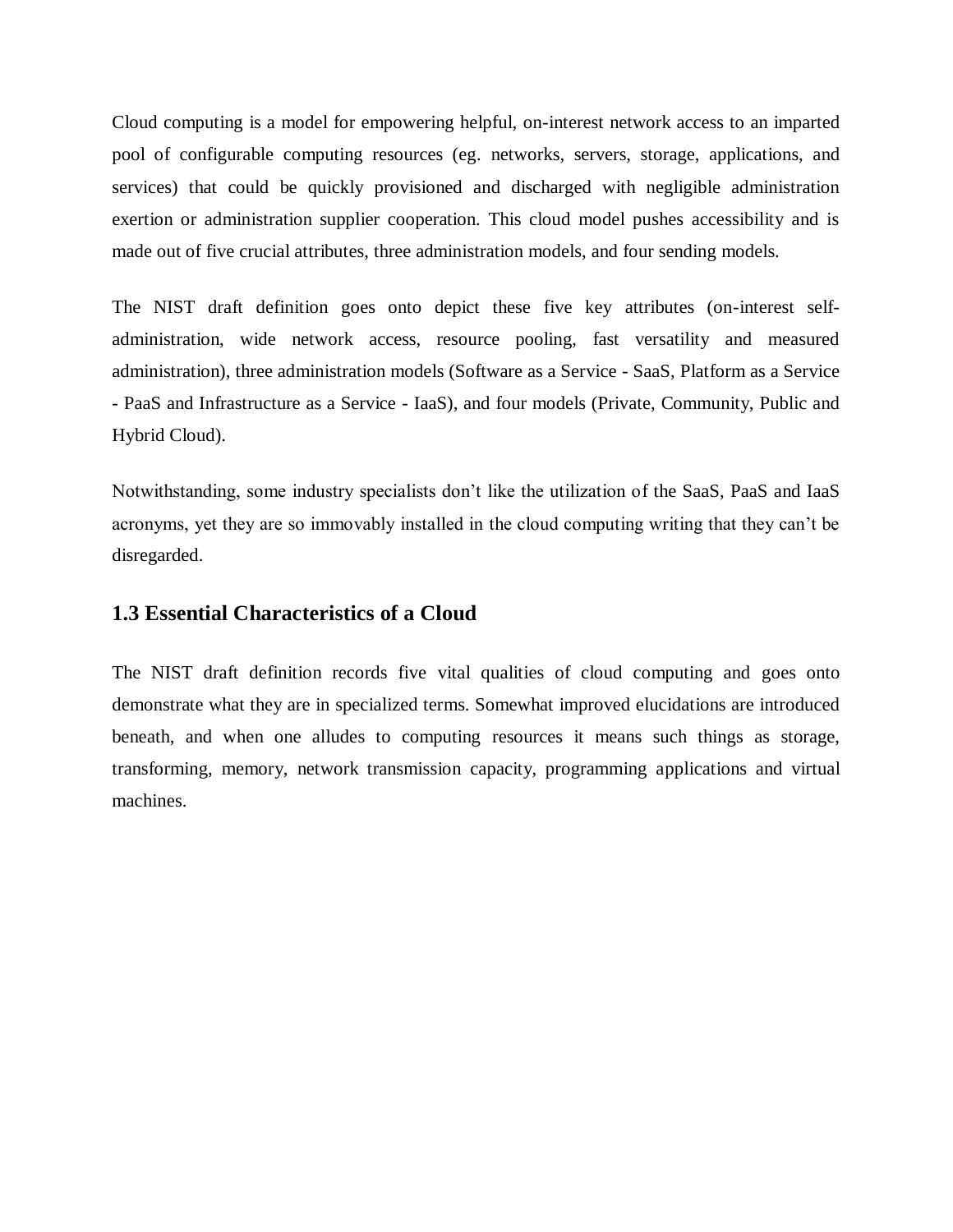Cloud computing is a model for empowering helpful, on-interest network access to an imparted pool of configurable computing resources (eg. networks, servers, storage, applications, and services) that could be quickly provisioned and discharged with negligible administration exertion or administration supplier cooperation. This cloud model pushes accessibility and is made out of five crucial attributes, three administration models, and four sending models.

The NIST draft definition goes onto depict these five key attributes (on-interest self-administration, wide network access, resource pooling, fast versatility and measured administration), three administration models (Software as a Service - SaaS, Platform as a Service - PaaS and Infrastructure as a Service - IaaS), and four models (Private, Community, Public and Hybrid Cloud).

Notwithstanding, some industry specialists don't like the utilization of the SaaS, PaaS and IaaS acronyms, yet they are so immovably installed in the cloud computing writing that they can't be disregarded.

### 1.3 Essential Characteristics of a Cloud

The NIST draft definition records five vital qualities of cloud computing and goes onto demonstrate what they are in specialized terms. Somewhat improved elucidations are introduced beneath, and when one alludes to computing resources it means such things as storage, transforming, memory, network transmission capacity, programming applications and virtual machines.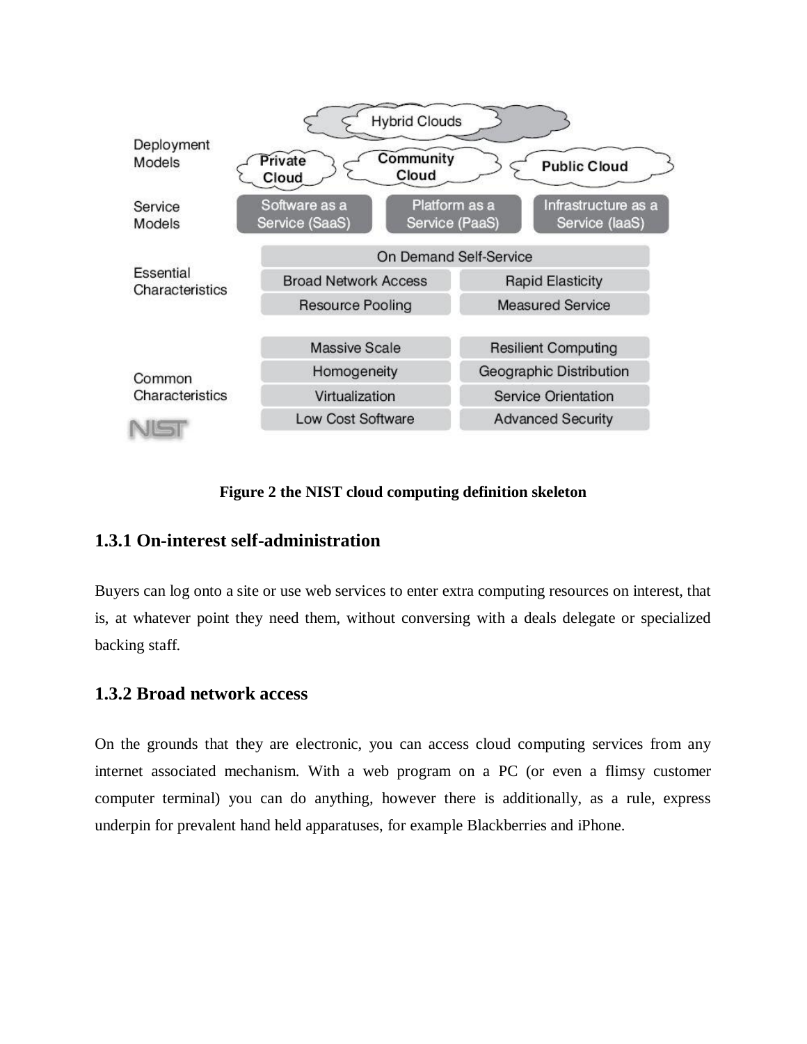Figure 2 the NIST cloud computing definition skeleton

### 1.3.1 On-interest self-administration

Buyers can log onto a site or use web services to enter extra computing resources on interest, that is, at whatever point they need them, without conversing with a deals delegate or specialized backing staff.

### 1.3.2 Broad network access

On the grounds that they are electronic, you can access cloud computing services from any internet associated mechanism. With a web program on a PC (or even a flimsy customer computer terminal) you can do anything, however there is additionally, as a rule, express underpin for prevalent hand held apparatuses, for example Blackberries and iPhone.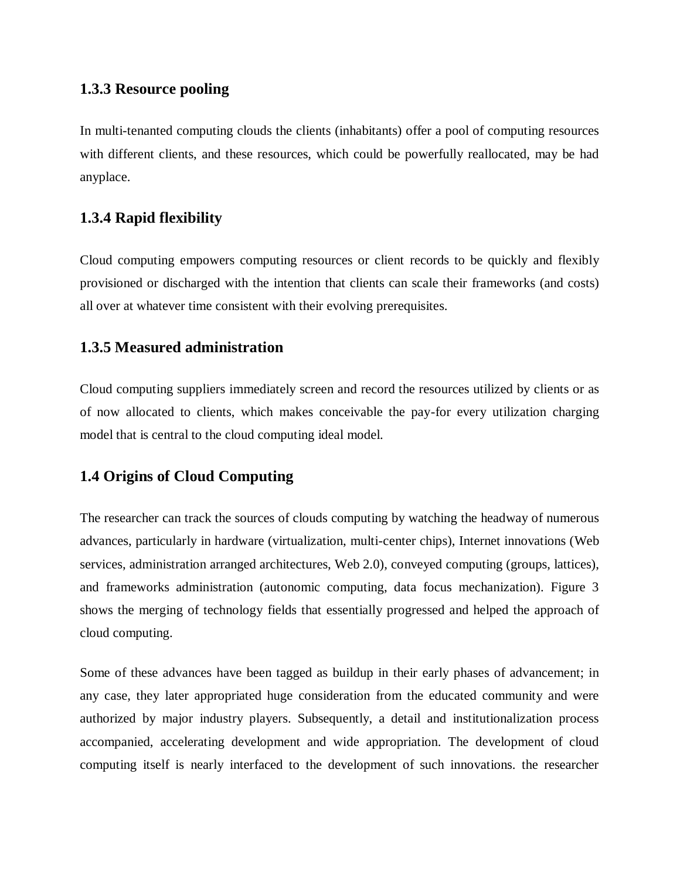### 1.3.3 Resource pooling

In multi-tenanted computing clouds the clients (inhabitants) offer a pool of computing resources with different clients, and these resources, which could be powerfully reallocated, may be had anyplace.

### 1.3.4 Rapid flexibility

Cloud computing empowers computing resources or client records to be quickly and flexibly provisioned or discharged with the intention that clients can scale their frameworks (and costs) all over at whatever time consistent with their evolving prerequisites.

### 1.3.5 Measured administration

Cloud computing suppliers immediately screen and record the resources utilized by clients or as of now allocated to clients, which makes conceivable the pay-for every utilization charging model that is central to the cloud computing ideal model.

## 1.4 Origins of Cloud Computing

The researcher can track the sources of clouds computing by watching the headway of numerous advances, particularly in hardware (virtualization, multi-center chips), Internet innovations (Web services, administration arranged architectures, Web 2.0), conveyed computing (groups, lattices), and frameworks administration (autonomic computing, data focus mechanization). Figure 3 shows the merging of technology fields that essentially progressed and helped the approach of cloud computing.

Some of these advances have been tagged as buildup in their early phases of advancement; in any case, they later appropriated huge consideration from the educated community and were authorized by major industry players. Subsequently, a detail and institutionalization process accompanied, accelerating development and wide appropriation. The development of cloud computing itself is nearly interfaced to the development of such innovations. the researcher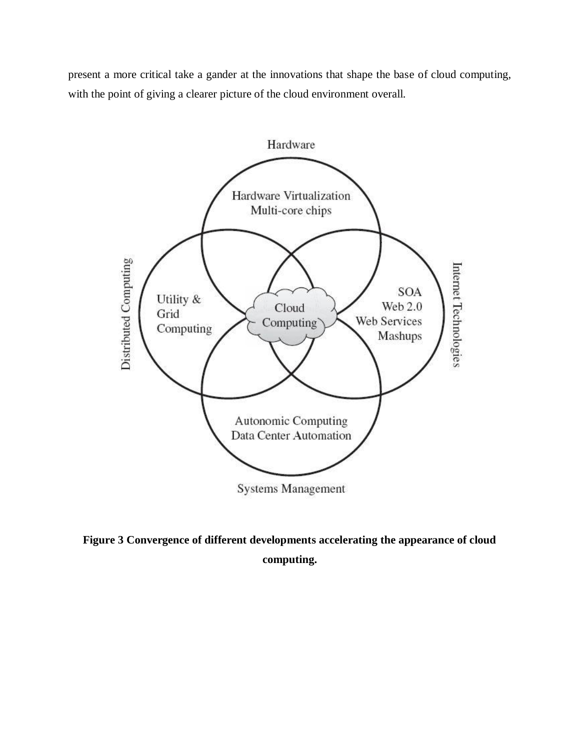present a more critical take a gander at the innovations that shape the base of cloud computing, with the point of giving a clearer picture of the cloud environment overall.

**Figure 3 Convergence of different developments accelerating the appearance of cloud computing.**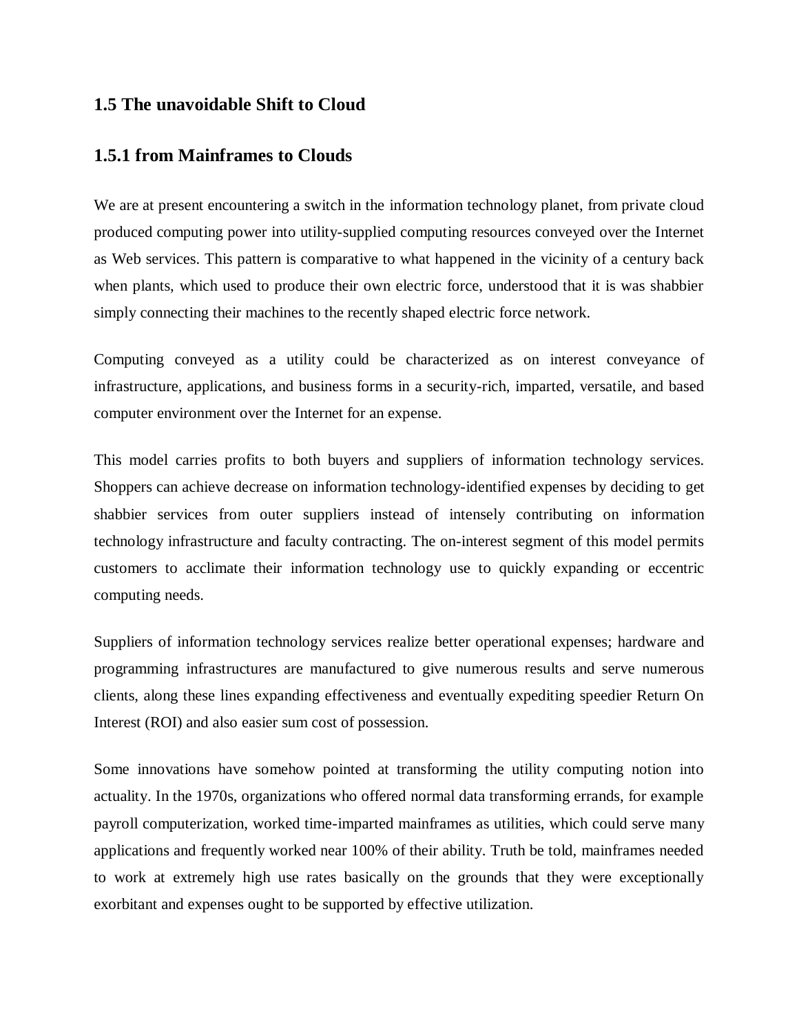## 1.5 The unavoidable Shift to Cloud

### 1.5.1 from Mainframes to Clouds

We are at present encountering a switch in the information technology planet, from private cloud produced computing power into utility-supplied computing resources conveyed over the Internet as Web services. This pattern is comparative to what happened in the vicinity of a century back when plants, which used to produce their own electric force, understood that it is was shabbier simply connecting their machines to the recently shaped electric force network.

Computing conveyed as a utility could be characterized as on interest conveyance of infrastructure, applications, and business forms in a security-rich, imparted, versatile, and based computer environment over the Internet for an expense.

This model carries profits to both buyers and suppliers of information technology services. Shoppers can achieve decrease on information technology-identified expenses by deciding to get shabbier services from outer suppliers instead of intensely contributing on information technology infrastructure and faculty contracting. The on-interest segment of this model permits customers to acclimate their information technology use to quickly expanding or eccentric computing needs.

Suppliers of information technology services realize better operational expenses; hardware and programming infrastructures are manufactured to give numerous results and serve numerous clients, along these lines expanding effectiveness and eventually expediting speedier Return On Interest (ROI) and also easier sum cost of possession.

Some innovations have somehow pointed at transforming the utility computing notion into actuality. In the 1970s, organizations who offered normal data transforming errands, for example payroll computerization, worked time-imparted mainframes as utilities, which could serve many applications and frequently worked near 100% of their ability. Truth be told, mainframes needed to work at extremely high use rates basically on the grounds that they were exceptionally exorbitant and expenses ought to be supported by effective utilization.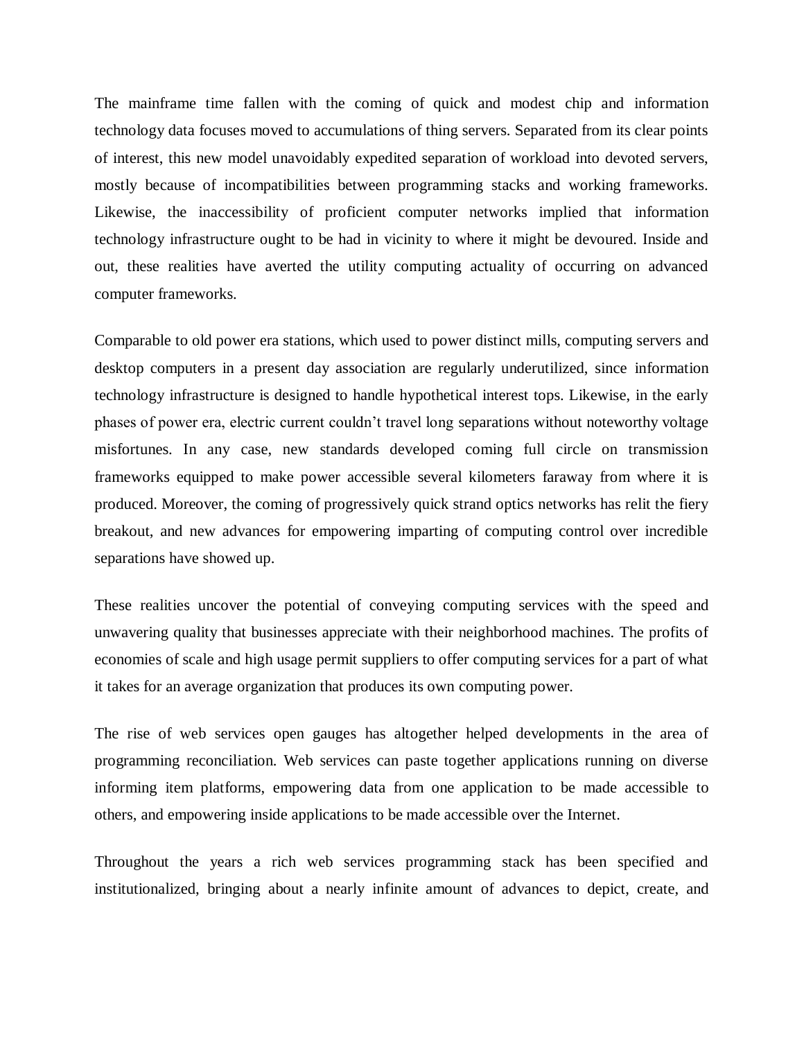The mainframe time fallen with the coming of quick and modest chip and information technology data focuses moved to accumulations of thing servers. Separated from its clear points of interest, this new model unavoidably expedited separation of workload into devoted servers, mostly because of incompatibilities between programming stacks and working frameworks. Likewise, the inaccessibility of proficient computer networks implied that information technology infrastructure ought to be had in vicinity to where it might be devoured. Inside and out, these realities have averted the utility computing actuality of occurring on advanced computer frameworks.

Comparable to old power era stations, which used to power distinct mills, computing servers and desktop computers in a present day association are regularly underutilized, since information technology infrastructure is designed to handle hypothetical interest tops. Likewise, in the early phases of power era, electric current couldn't travel long separations without noteworthy voltage misfortunes. In any case, new standards developed coming full circle on transmission frameworks equipped to make power accessible several kilometers faraway from where it is produced. Moreover, the coming of progressively quick strand optics networks has relit the fiery breakout, and new advances for empowering imparting of computing control over incredible separations have showed up.

These realities uncover the potential of conveying computing services with the speed and unwavering quality that businesses appreciate with their neighborhood machines. The profits of economies of scale and high usage permit suppliers to offer computing services for a part of what it takes for an average organization that produces its own computing power.

The rise of web services open gauges has altogether helped developments in the area of programming reconciliation. Web services can paste together applications running on diverse informing item platforms, empowering data from one application to be made accessible to others, and empowering inside applications to be made accessible over the Internet.

Throughout the years a rich web services programming stack has been specified and institutionalized, bringing about a nearly infinite amount of advances to depict, create, and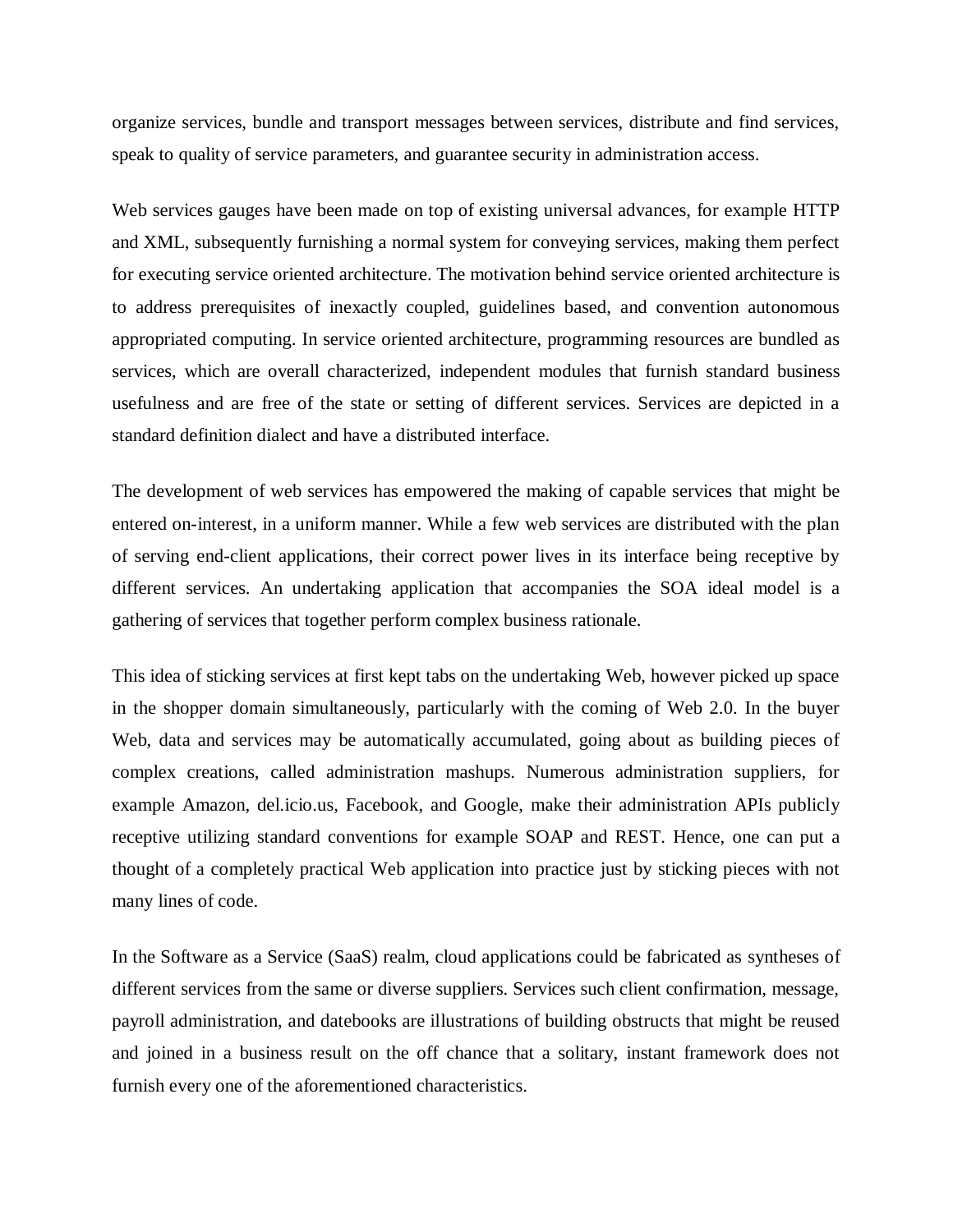organize services, bundle and transport messages between services, distribute and find services, speak to quality of service parameters, and guarantee security in administration access.

Web services gauges have been made on top of existing universal advances, for example HTTP and XML, subsequently furnishing a normal system for conveying services, making them perfect for executing service oriented architecture. The motivation behind service oriented architecture is to address prerequisites of inexactly coupled, guidelines based, and convention autonomous appropriated computing. In service oriented architecture, programming resources are bundled as services, which are overall characterized, independent modules that furnish standard business usefulness and are free of the state or setting of different services. Services are depicted in a standard definition dialect and have a distributed interface.

The development of web services has empowered the making of capable services that might be entered on-interest, in a uniform manner. While a few web services are distributed with the plan of serving end-client applications, their correct power lives in its interface being receptive by different services. An undertaking application that accompanies the SOA ideal model is a gathering of services that together perform complex business rationale.

This idea of sticking services at first kept tabs on the undertaking Web, however picked up space in the shopper domain simultaneously, particularly with the coming of Web 2.0. In the buyer Web, data and services may be automatically accumulated, going about as building pieces of complex creations, called administration mashups. Numerous administration suppliers, for example Amazon, del.icio.us, Facebook, and Google, make their administration APIs publicly receptive utilizing standard conventions for example SOAP and REST. Hence, one can put a thought of a completely practical Web application into practice just by sticking pieces with not many lines of code.

In the Software as a Service (SaaS) realm, cloud applications could be fabricated as syntheses of different services from the same or diverse suppliers. Services such client confirmation, message, payroll administration, and datebooks are illustrations of building obstructs that might be reused and joined in a business result on the off chance that a solitary, instant framework does not furnish every one of the aforementioned characteristics.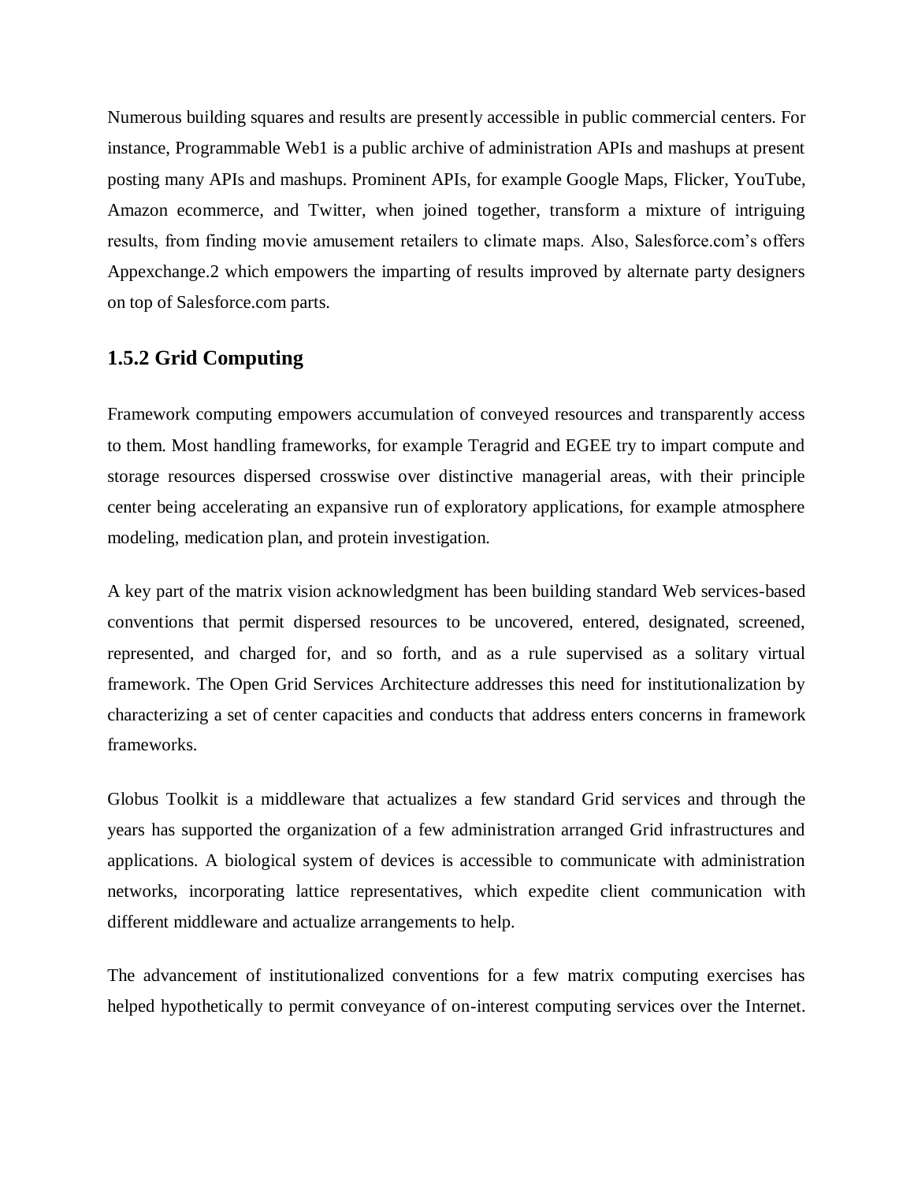Numerous building squares and results are presently accessible in public commercial centers. For instance, Programmable Web1 is a public archive of administration APIs and mashups at present posting many APIs and mashups. Prominent APIs, for example Google Maps, Flicker, YouTube, Amazon ecommerce, and Twitter, when joined together, transform a mixture of intriguing results, from finding movie amusement retailers to climate maps. Also, Salesforce.com's offers Appexchange.2 which empowers the imparting of results improved by alternate party designers on top of Salesforce.com parts.

### 1.5.2 Grid Computing

Framework computing empowers accumulation of conveyed resources and transparently access to them. Most handling frameworks, for example Teragrid and EGEE try to impart compute and storage resources dispersed crosswise over distinctive managerial areas, with their principle center being accelerating an expansive run of exploratory applications, for example atmosphere modeling, medication plan, and protein investigation.

A key part of the matrix vision acknowledgment has been building standard Web services-based conventions that permit dispersed resources to be uncovered, entered, designated, screened, represented, and charged for, and so forth, and as a rule supervised as a solitary virtual framework. The Open Grid Services Architecture addresses this need for institutionalization by characterizing a set of center capacities and conducts that address enters concerns in framework frameworks.

Globus Toolkit is a middleware that actualizes a few standard Grid services and through the years has supported the organization of a few administration arranged Grid infrastructures and applications. A biological system of devices is accessible to communicate with administration networks, incorporating lattice representatives, which expedite client communication with different middleware and actualize arrangements to help.

The advancement of institutionalized conventions for a few matrix computing exercises has helped hypothetically to permit conveyance of on-interest computing services over the Internet.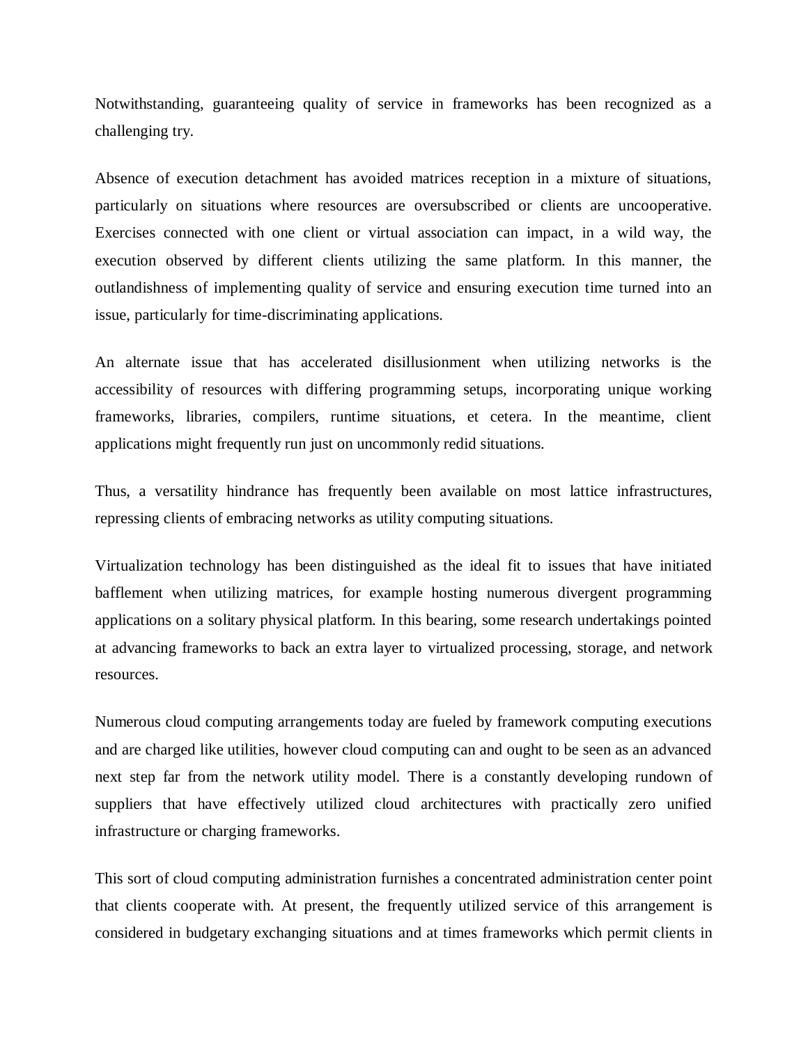Notwithstanding, guaranteeing quality of service in frameworks has been recognized as a challenging try.

Absence of execution detachment has avoided matrices reception in a mixture of situations, particularly on situations where resources are oversubscribed or clients are uncooperative. Exercises connected with one client or virtual association can impact, in a wild way, the execution observed by different clients utilizing the same platform. In this manner, the outlandishness of implementing quality of service and ensuring execution time turned into an issue, particularly for time-discriminating applications.

An alternate issue that has accelerated disillusionment when utilizing networks is the accessibility of resources with differing programming setups, incorporating unique working frameworks, libraries, compilers, runtime situations, et cetera. In the meantime, client applications might frequently run just on uncommonly redid situations.

Thus, a versatility hindrance has frequently been available on most lattice infrastructures, repressing clients of embracing networks as utility computing situations.

Virtualization technology has been distinguished as the ideal fit to issues that have initiated bafflement when utilizing matrices, for example hosting numerous divergent programming applications on a solitary physical platform. In this bearing, some research undertakings pointed at advancing frameworks to back an extra layer to virtualized processing, storage, and network resources.

Numerous cloud computing arrangements today are fueled by framework computing executions and are charged like utilities, however cloud computing can and ought to be seen as an advanced next step far from the network utility model. There is a constantly developing rundown of suppliers that have effectively utilized cloud architectures with practically zero unified infrastructure or charging frameworks.

This sort of cloud computing administration furnishes a concentrated administration center point that clients cooperate with. At present, the frequently utilized service of this arrangement is considered in budgetary exchanging situations and at times frameworks which permit clients in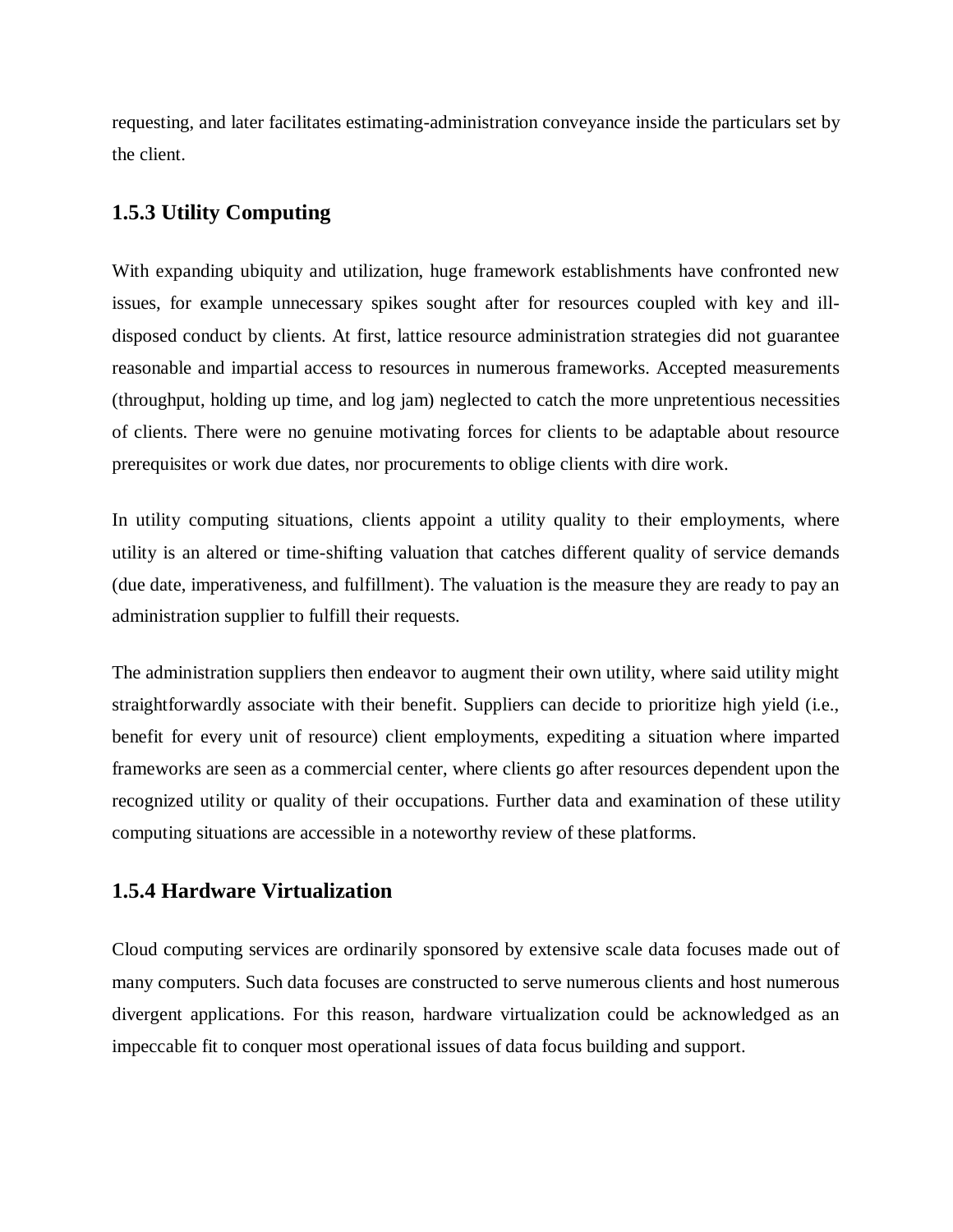requesting, and later facilitates estimating-administration conveyance inside the particulars set by the client.

### 1.5.3 Utility Computing

With expanding ubiquity and utilization, huge framework establishments have confronted new issues, for example unnecessary spikes sought after for resources coupled with key and ill-disposed conduct by clients. At first, lattice resource administration strategies did not guarantee reasonable and impartial access to resources in numerous frameworks. Accepted measurements (throughput, holding up time, and log jam) neglected to catch the more unpretentious necessities of clients. There were no genuine motivating forces for clients to be adaptable about resource prerequisites or work due dates, nor procurements to oblige clients with dire work.

In utility computing situations, clients appoint a utility quality to their employments, where utility is an altered or time-shifting valuation that catches different quality of service demands (due date, imperativeness, and fulfillment). The valuation is the measure they are ready to pay an administration supplier to fulfill their requests.

The administration suppliers then endeavor to augment their own utility, where said utility might straightforwardly associate with their benefit. Suppliers can decide to prioritize high yield (i.e., benefit for every unit of resource) client employments, expediting a situation where imparted frameworks are seen as a commercial center, where clients go after resources dependent upon the recognized utility or quality of their occupations. Further data and examination of these utility computing situations are accessible in a noteworthy review of these platforms.

### 1.5.4 Hardware Virtualization

Cloud computing services are ordinarily sponsored by extensive scale data focuses made out of many computers. Such data focuses are constructed to serve numerous clients and host numerous divergent applications. For this reason, hardware virtualization could be acknowledged as an impeccable fit to conquer most operational issues of data focus building and support.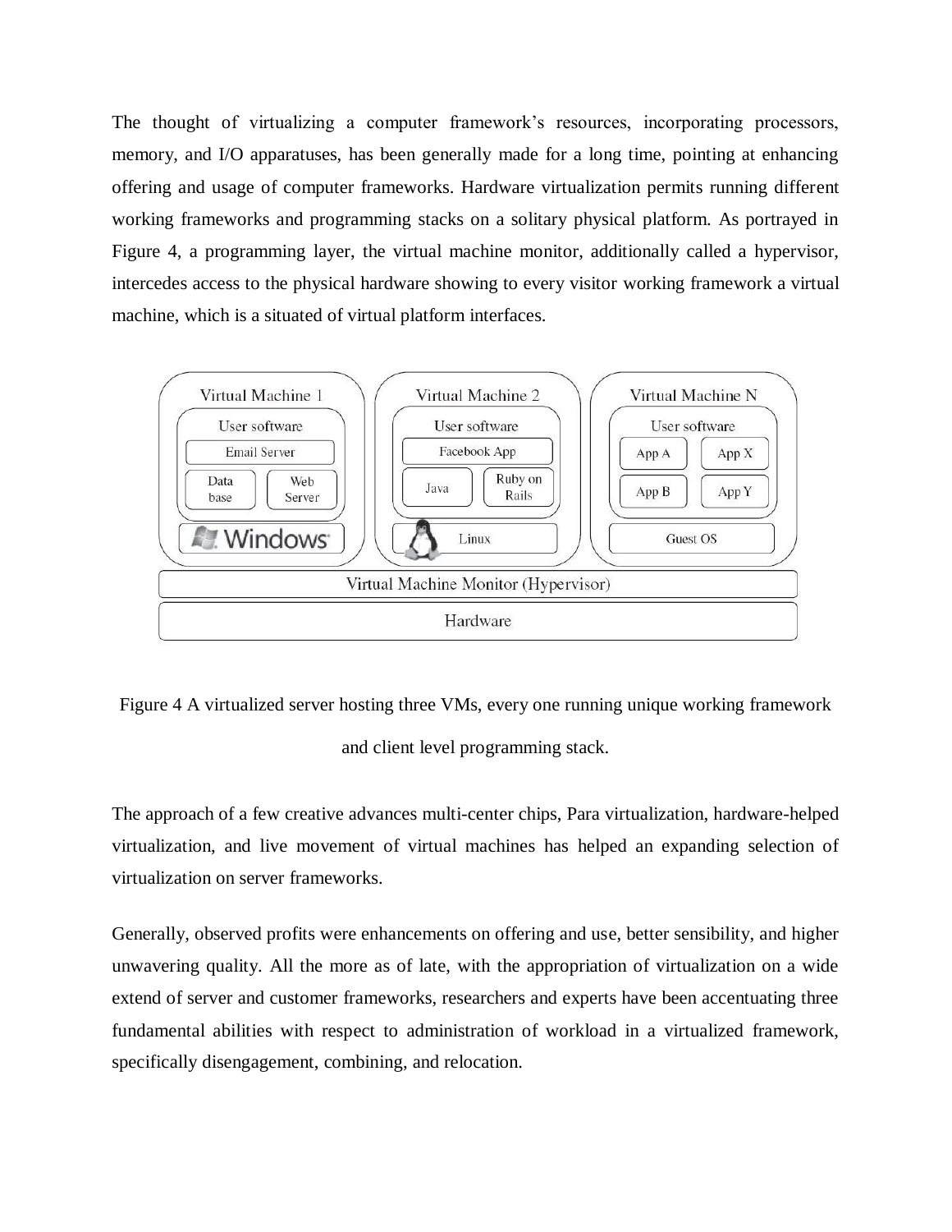The thought of virtualizing a computer framework's resources, incorporating processors, memory, and I/O apparatuses, has been generally made for a long time, pointing at enhancing offering and usage of computer frameworks. Hardware virtualization permits running different working frameworks and programming stacks on a solitary physical platform. As portrayed in Figure 4, a programming layer, the virtual machine monitor, additionally called a hypervisor, intercedes access to the physical hardware showing to every visitor working framework a virtual machine, which is a situated of virtual platform interfaces.

Figure 4 A virtualized server hosting three VMs, every one running unique working framework and client level programming stack.

The approach of a few creative advances multi-center chips, Para virtualization, hardware-helped virtualization, and live movement of virtual machines has helped an expanding selection of virtualization on server frameworks.

Generally, observed profits were enhancements on offering and use, better sensibility, and higher unwavering quality. All the more as of late, with the appropriation of virtualization on a wide extend of server and customer frameworks, researchers and experts have been accentuating three fundamental abilities with respect to administration of workload in a virtualized framework, specifically disengagement, combining, and relocation.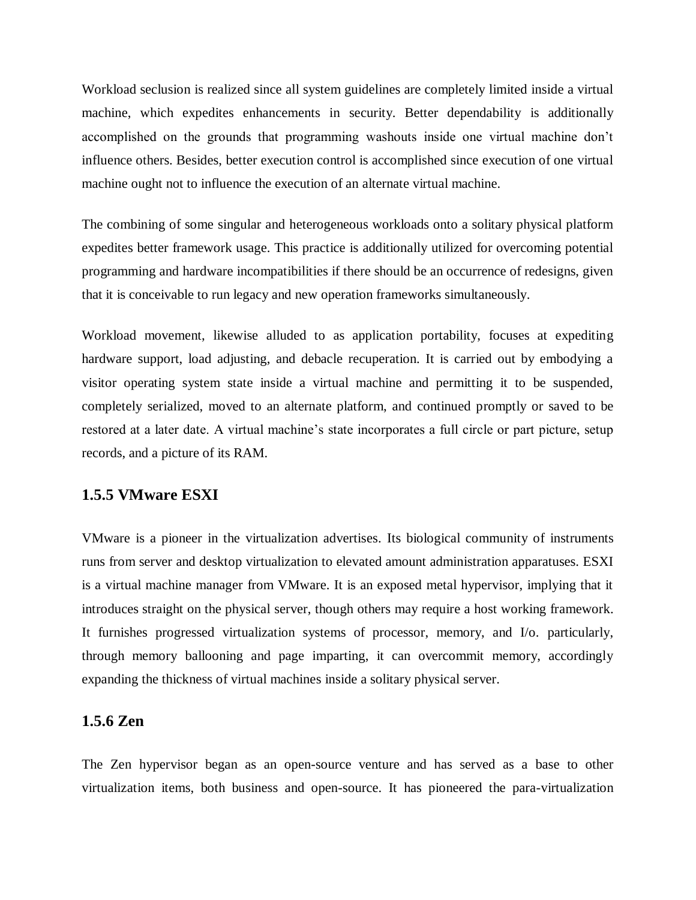Workload seclusion is realized since all system guidelines are completely limited inside a virtual machine, which expedites enhancements in security. Better dependability is additionally accomplished on the grounds that programming washouts inside one virtual machine don't influence others. Besides, better execution control is accomplished since execution of one virtual machine ought not to influence the execution of an alternate virtual machine.

The combining of some singular and heterogeneous workloads onto a solitary physical platform expedites better framework usage. This practice is additionally utilized for overcoming potential programming and hardware incompatibilities if there should be an occurrence of redesigns, given that it is conceivable to run legacy and new operation frameworks simultaneously.

Workload movement, likewise alluded to as application portability, focuses at expediting hardware support, load adjusting, and debacle recuperation. It is carried out by embodying a visitor operating system state inside a virtual machine and permitting it to be suspended, completely serialized, moved to an alternate platform, and continued promptly or saved to be restored at a later date. A virtual machine's state incorporates a full circle or part picture, setup records, and a picture of its RAM.

### 1.5.5 VMware ESXI

VMware is a pioneer in the virtualization advertises. Its biological community of instruments runs from server and desktop virtualization to elevated amount administration apparatuses. ESXI is a virtual machine manager from VMware. It is an exposed metal hypervisor, implying that it introduces straight on the physical server, though others may require a host working framework. It furnishes progressed virtualization systems of processor, memory, and I/o. particularly, through memory ballooning and page imparting, it can overcommit memory, accordingly expanding the thickness of virtual machines inside a solitary physical server.

### 1.5.6 Zen

The Zen hypervisor began as an open-source venture and has served as a base to other virtualization items, both business and open-source. It has pioneered the para-virtualization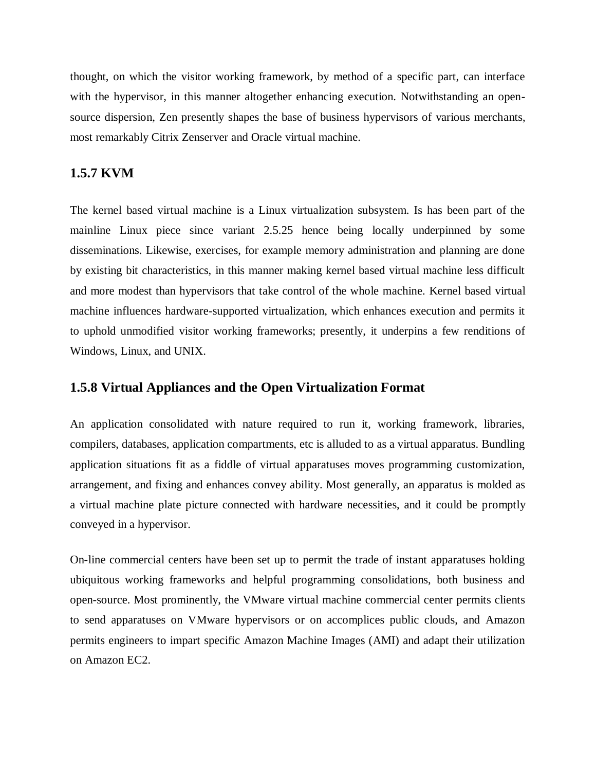thought, on which the visitor working framework, by method of a specific part, can interface with the hypervisor, in this manner altogether enhancing execution. Notwithstanding an open-source dispersion, Zen presently shapes the base of business hypervisors of various merchants, most remarkably Citrix Zenserver and Oracle virtual machine.

### 1.5.7 KVM

The kernel based virtual machine is a Linux virtualization subsystem. Is has been part of the mainline Linux piece since variant 2.5.25 hence being locally underpinned by some disseminations. Likewise, exercises, for example memory administration and planning are done by existing bit characteristics, in this manner making kernel based virtual machine less difficult and more modest than hypervisors that take control of the whole machine. Kernel based virtual machine influences hardware-supported virtualization, which enhances execution and permits it to uphold unmodified visitor working frameworks; presently, it underpins a few renditions of Windows, Linux, and UNIX.

### 1.5.8 Virtual Appliances and the Open Virtualization Format

An application consolidated with nature required to run it, working framework, libraries, compilers, databases, application compartments, etc is alluded to as a virtual apparatus. Bundling application situations fit as a fiddle of virtual apparatuses moves programming customization, arrangement, and fixing and enhances convey ability. Most generally, an apparatus is molded as a virtual machine plate picture connected with hardware necessities, and it could be promptly conveyed in a hypervisor.

On-line commercial centers have been set up to permit the trade of instant apparatuses holding ubiquitous working frameworks and helpful programming consolidations, both business and open-source. Most prominently, the VMware virtual machine commercial center permits clients to send apparatuses on VMware hypervisors or on accomplices public clouds, and Amazon permits engineers to impart specific Amazon Machine Images (AMI) and adapt their utilization on Amazon EC2.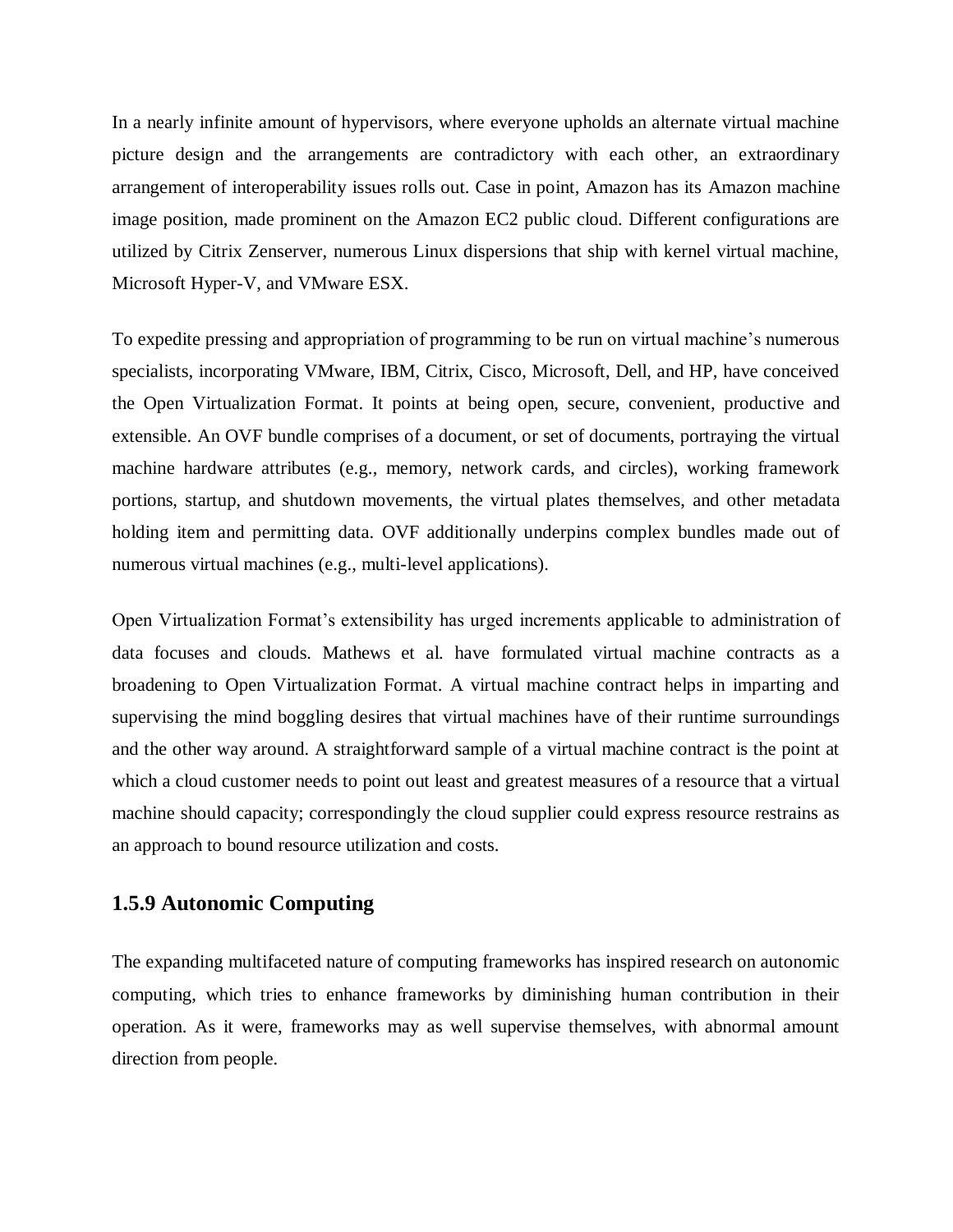In a nearly infinite amount of hypervisors, where everyone upholds an alternate virtual machine picture design and the arrangements are contradictory with each other, an extraordinary arrangement of interoperability issues rolls out. Case in point, Amazon has its Amazon machine image position, made prominent on the Amazon EC2 public cloud. Different configurations are utilized by Citrix Zenserver, numerous Linux dispersions that ship with kernel virtual machine, Microsoft Hyper-V, and VMware ESX.

To expedite pressing and appropriation of programming to be run on virtual machine's numerous specialists, incorporating VMware, IBM, Citrix, Cisco, Microsoft, Dell, and HP, have conceived the Open Virtualization Format. It points at being open, secure, convenient, productive and extensible. An OVF bundle comprises of a document, or set of documents, portraying the virtual machine hardware attributes (e.g., memory, network cards, and circles), working framework portions, startup, and shutdown movements, the virtual plates themselves, and other metadata holding item and permitting data. OVF additionally underpins complex bundles made out of numerous virtual machines (e.g., multi-level applications).

Open Virtualization Format's extensibility has urged increments applicable to administration of data focuses and clouds. Mathews et al. have formulated virtual machine contracts as a broadening to Open Virtualization Format. A virtual machine contract helps in imparting and supervising the mind boggling desires that virtual machines have of their runtime surroundings and the other way around. A straightforward sample of a virtual machine contract is the point at which a cloud customer needs to point out least and greatest measures of a resource that a virtual machine should capacity; correspondingly the cloud supplier could express resource restrains as an approach to bound resource utilization and costs.

### 1.5.9 Autonomic Computing

The expanding multifaceted nature of computing frameworks has inspired research on autonomic computing, which tries to enhance frameworks by diminishing human contribution in their operation. As it were, frameworks may as well supervise themselves, with abnormal amount direction from people.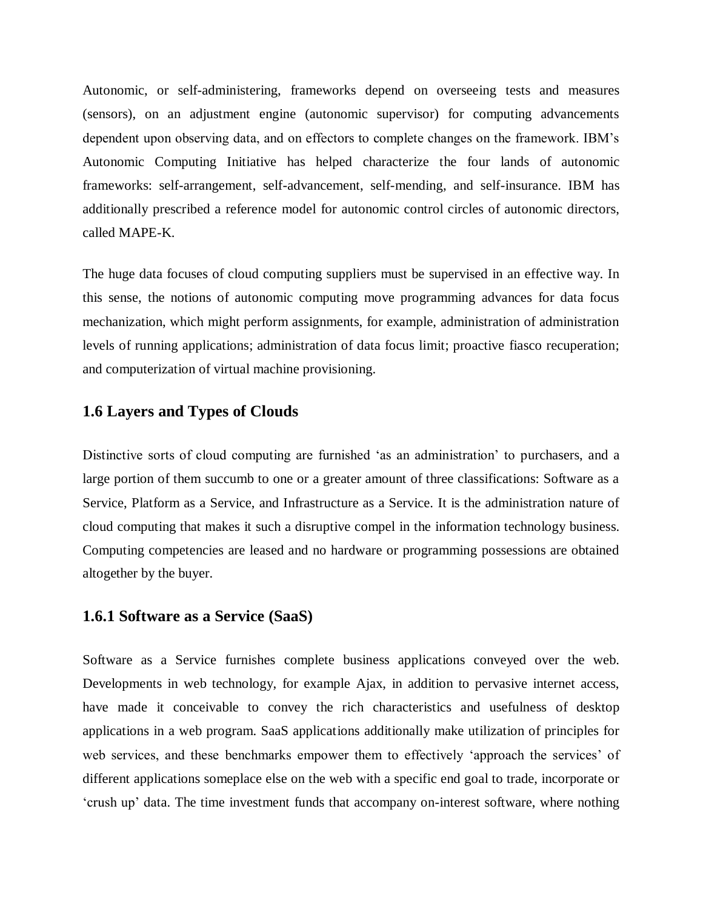Autonomic, or self-administering, frameworks depend on overseeing tests and measures (sensors), on an adjustment engine (autonomic supervisor) for computing advancements dependent upon observing data, and on effectors to complete changes on the framework. IBM's Autonomic Computing Initiative has helped characterize the four lands of autonomic frameworks: self-arrangement, self-advancement, self-mending, and self-insurance. IBM has additionally prescribed a reference model for autonomic control circles of autonomic directors, called MAPE-K.

The huge data focuses of cloud computing suppliers must be supervised in an effective way. In this sense, the notions of autonomic computing move programming advances for data focus mechanization, which might perform assignments, for example, administration of administration levels of running applications; administration of data focus limit; proactive fiasco recuperation; and computerization of virtual machine provisioning.

## 1.6 Layers and Types of Clouds

Distinctive sorts of cloud computing are furnished 'as an administration' to purchasers, and a large portion of them succumb to one or a greater amount of three classifications: Software as a Service, Platform as a Service, and Infrastructure as a Service. It is the administration nature of cloud computing that makes it such a disruptive compel in the information technology business. Computing competencies are leased and no hardware or programming possessions are obtained altogether by the buyer.

### 1.6.1 Software as a Service (SaaS)

Software as a Service furnishes complete business applications conveyed over the web. Developments in web technology, for example Ajax, in addition to pervasive internet access, have made it conceivable to convey the rich characteristics and usefulness of desktop applications in a web program. SaaS applications additionally make utilization of principles for web services, and these benchmarks empower them to effectively 'approach the services' of different applications someplace else on the web with a specific end goal to trade, incorporate or 'crush up' data. The time investment funds that accompany on-interest software, where nothing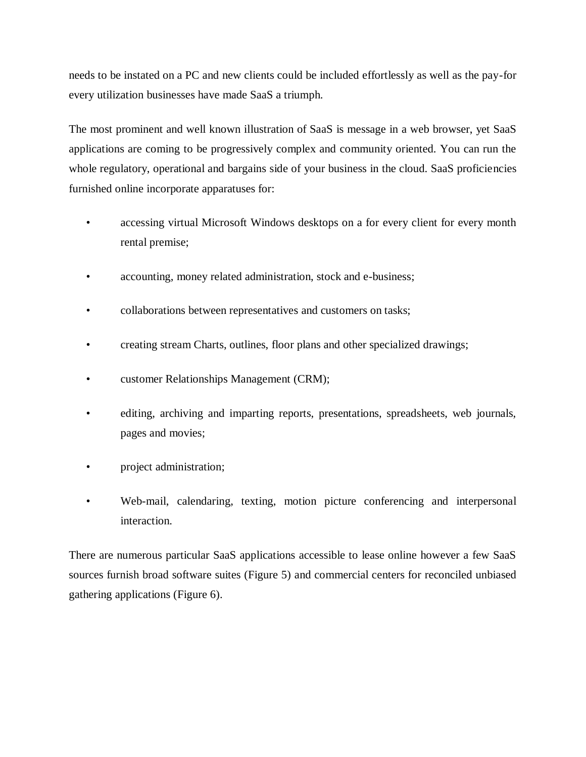needs to be instated on a PC and new clients could be included effortlessly as well as the pay-for every utilization businesses have made SaaS a triumph.

The most prominent and well known illustration of SaaS is message in a web browser, yet SaaS applications are coming to be progressively complex and community oriented. You can run the whole regulatory, operational and bargains side of your business in the cloud. SaaS proficiencies furnished online incorporate apparatuses for:

- accessing virtual Microsoft Windows desktops on a for every client for every month rental premise;
- accounting, money related administration, stock and e-business;
- collaborations between representatives and customers on tasks;
- creating stream Charts, outlines, floor plans and other specialized drawings;
- customer Relationships Management (CRM);
- editing, archiving and imparting reports, presentations, spreadsheets, web journals, pages and movies;
- project administration;
- Web-mail, calendaring, texting, motion picture conferencing and interpersonal interaction.

There are numerous particular SaaS applications accessible to lease online however a few SaaS sources furnish broad software suites (Figure 5) and commercial centers for reconciled unbiased gathering applications (Figure 6).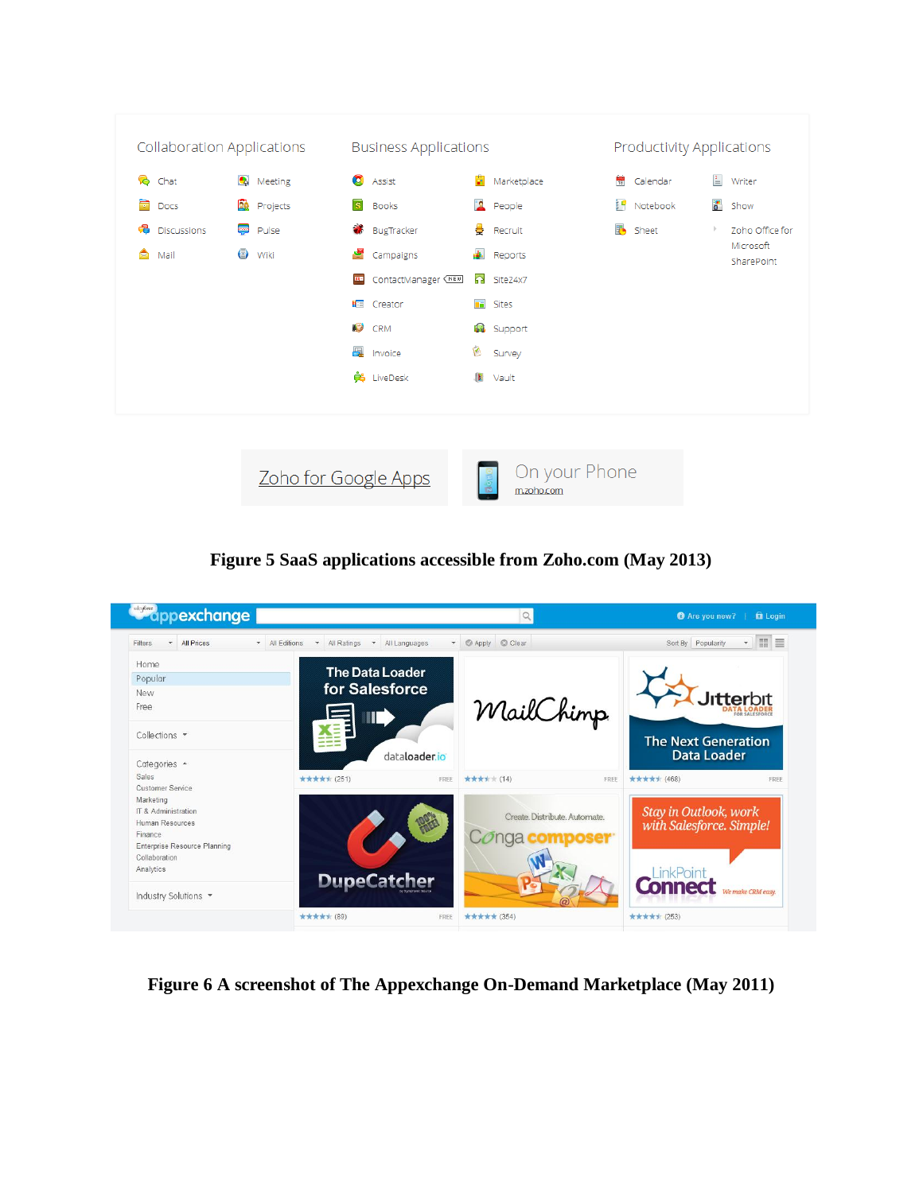**Figure 5 SaaS applications accessible from Zoho.com (May 2013)**

**Figure 6 A screenshot of The Appexchange On-Demand Marketplace (May 2011)**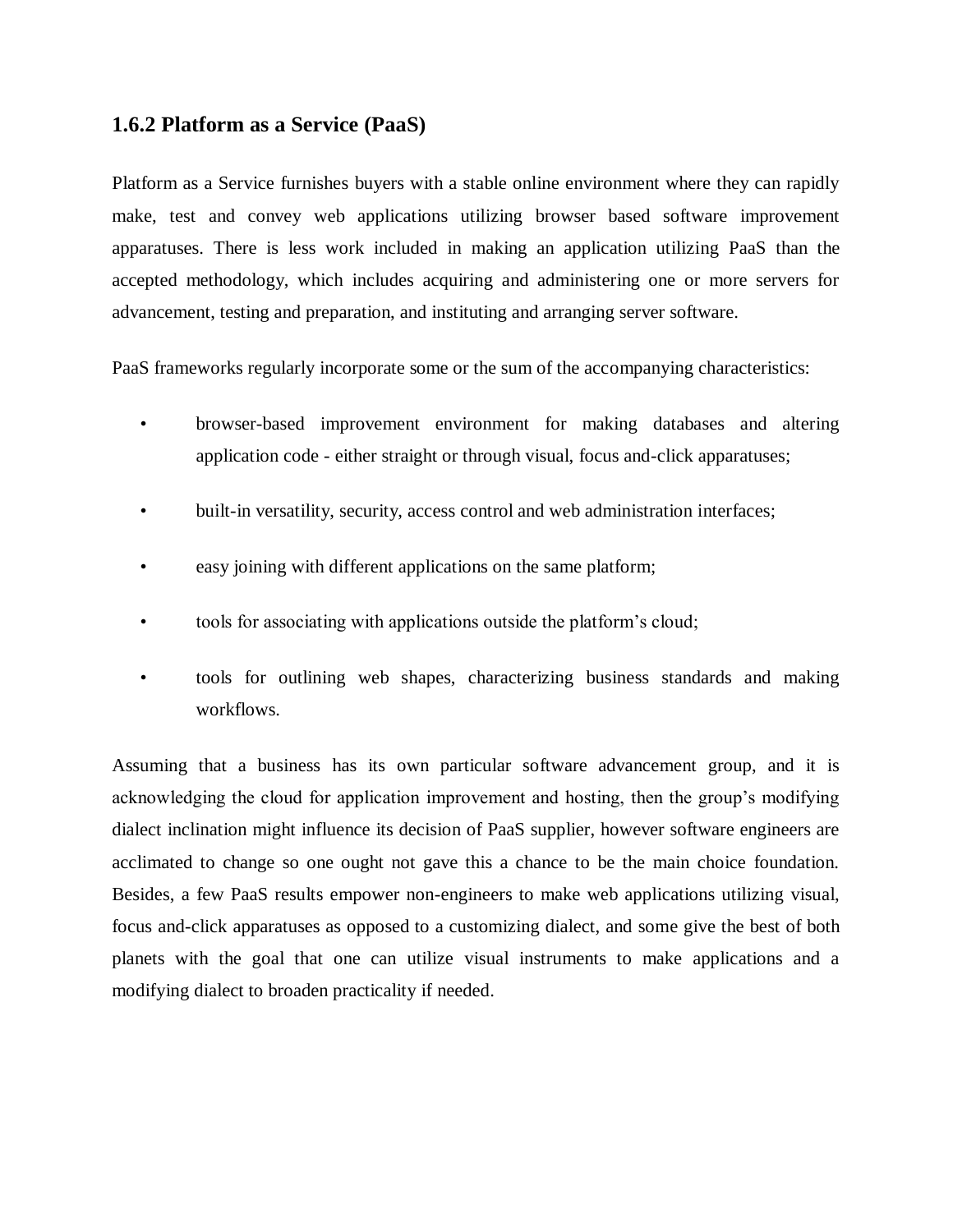### 1.6.2 Platform as a Service (PaaS)

Platform as a Service furnishes buyers with a stable online environment where they can rapidly make, test and convey web applications utilizing browser based software improvement apparatuses. There is less work included in making an application utilizing PaaS than the accepted methodology, which includes acquiring and administering one or more servers for advancement, testing and preparation, and instituting and arranging server software.

PaaS frameworks regularly incorporate some or the sum of the accompanying characteristics:

- browser-based improvement environment for making databases and altering application code - either straight or through visual, focus and-click apparatuses;
- built-in versatility, security, access control and web administration interfaces;
- easy joining with different applications on the same platform;
- tools for associating with applications outside the platform's cloud;
- tools for outlining web shapes, characterizing business standards and making workflows.

Assuming that a business has its own particular software advancement group, and it is acknowledging the cloud for application improvement and hosting, then the group's modifying dialect inclination might influence its decision of PaaS supplier, however software engineers are acclimated to change so one ought not gave this a chance to be the main choice foundation. Besides, a few PaaS results empower non-engineers to make web applications utilizing visual, focus and-click apparatuses as opposed to a customizing dialect, and some give the best of both planets with the goal that one can utilize visual instruments to make applications and a modifying dialect to broaden practicality if needed.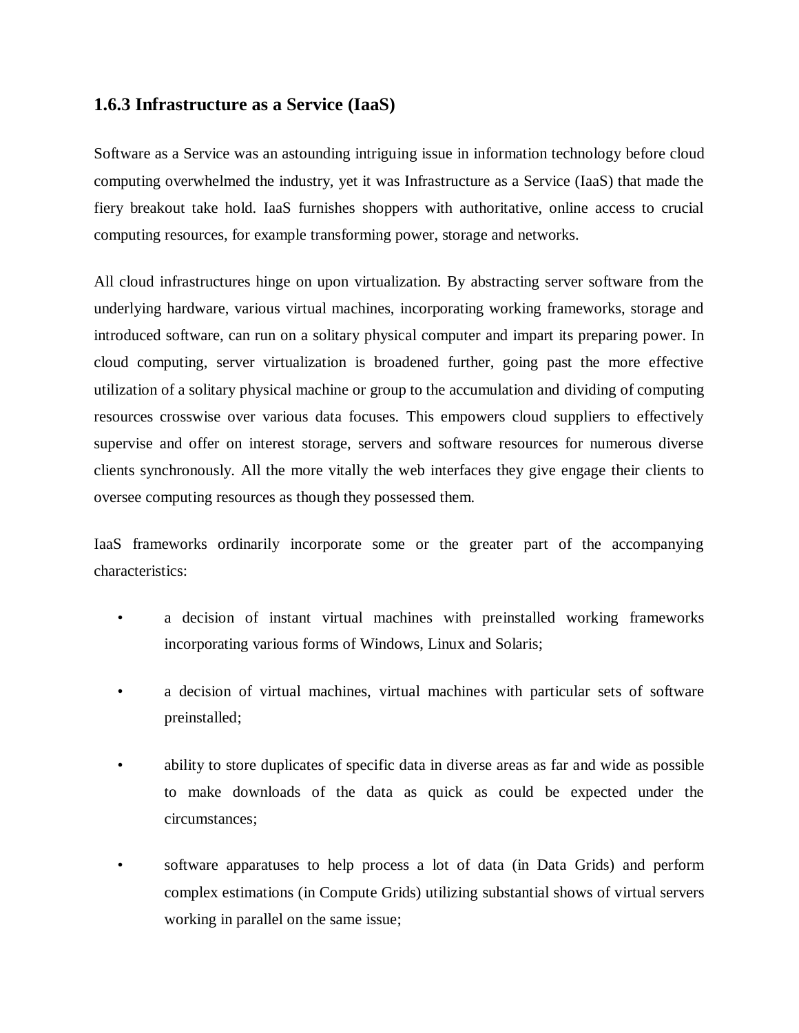### 1.6.3 Infrastructure as a Service (IaaS)

Software as a Service was an astounding intriguing issue in information technology before cloud computing overwhelmed the industry, yet it was Infrastructure as a Service (IaaS) that made the fiery breakout take hold. IaaS furnishes shoppers with authoritative, online access to crucial computing resources, for example transforming power, storage and networks.

All cloud infrastructures hinge on upon virtualization. By abstracting server software from the underlying hardware, various virtual machines, incorporating working frameworks, storage and introduced software, can run on a solitary physical computer and impart its preparing power. In cloud computing, server virtualization is broadened further, going past the more effective utilization of a solitary physical machine or group to the accumulation and dividing of computing resources crosswise over various data focuses. This empowers cloud suppliers to effectively supervise and offer on interest storage, servers and software resources for numerous diverse clients synchronously. All the more vitally the web interfaces they give engage their clients to oversee computing resources as though they possessed them.

IaaS frameworks ordinarily incorporate some or the greater part of the accompanying characteristics:

- a decision of instant virtual machines with preinstalled working frameworks incorporating various forms of Windows, Linux and Solaris;
- a decision of virtual machines, virtual machines with particular sets of software preinstalled;
- ability to store duplicates of specific data in diverse areas as far and wide as possible to make downloads of the data as quick as could be expected under the circumstances;
- software apparatuses to help process a lot of data (in Data Grids) and perform complex estimations (in Compute Grids) utilizing substantial shows of virtual servers working in parallel on the same issue;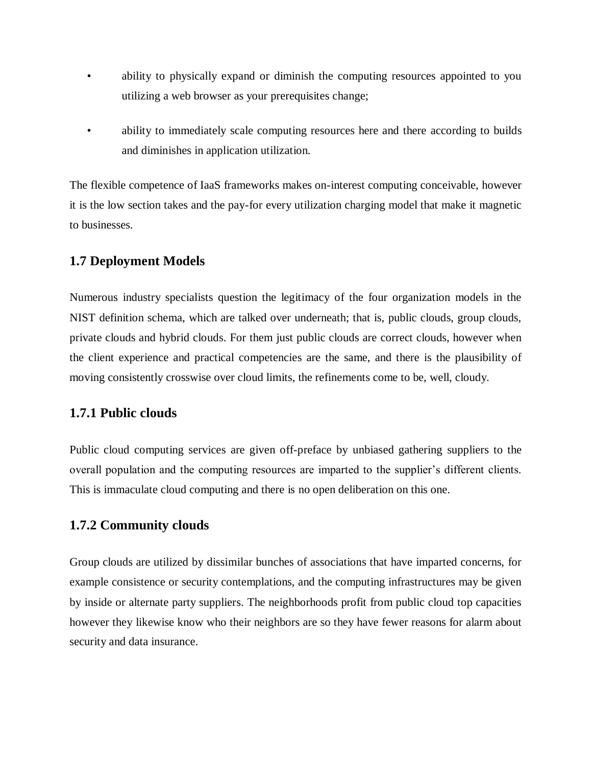- ability to physically expand or diminish the computing resources appointed to you utilizing a web browser as your prerequisites change;
- ability to immediately scale computing resources here and there according to builds and diminishes in application utilization.

The flexible competence of IaaS frameworks makes on-interest computing conceivable, however it is the low section takes and the pay-for every utilization charging model that make it magnetic to businesses.

## 1.7 Deployment Models

Numerous industry specialists question the legitimacy of the four organization models in the NIST definition schema, which are talked over underneath; that is, public clouds, group clouds, private clouds and hybrid clouds. For them just public clouds are correct clouds, however when the client experience and practical competencies are the same, and there is the plausibility of moving consistently crosswise over cloud limits, the refinements come to be, well, cloudy.

### 1.7.1 Public clouds

Public cloud computing services are given off-preface by unbiased gathering suppliers to the overall population and the computing resources are imparted to the supplier's different clients. This is immaculate cloud computing and there is no open deliberation on this one.

### 1.7.2 Community clouds

Group clouds are utilized by dissimilar bunches of associations that have imparted concerns, for example consistence or security contemplations, and the computing infrastructures may be given by inside or alternate party suppliers. The neighborhoods profit from public cloud top capacities however they likewise know who their neighbors are so they have fewer reasons for alarm about security and data insurance.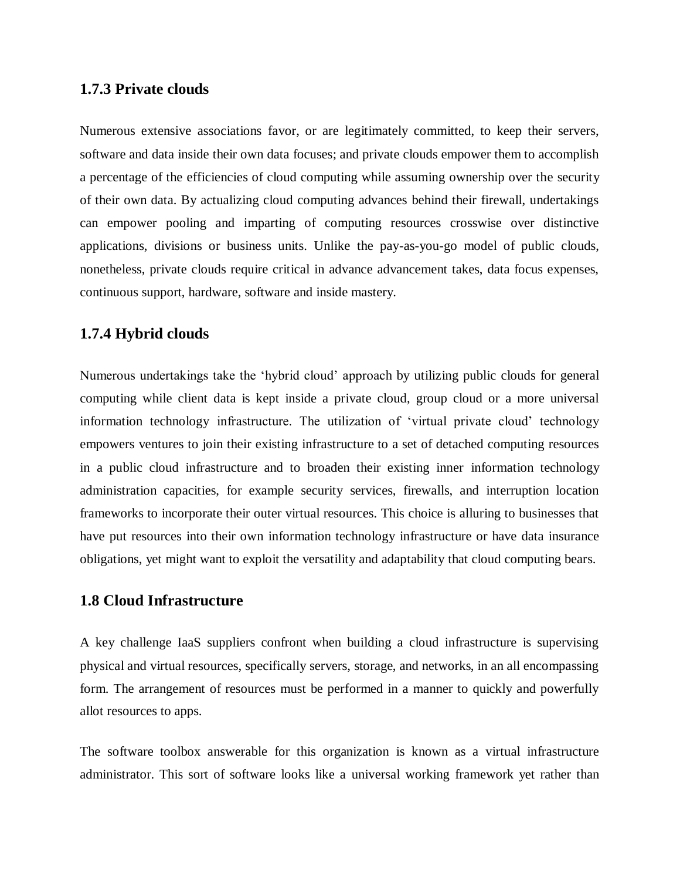### 1.7.3 Private clouds

Numerous extensive associations favor, or are legitimately committed, to keep their servers, software and data inside their own data focuses; and private clouds empower them to accomplish a percentage of the efficiencies of cloud computing while assuming ownership over the security of their own data. By actualizing cloud computing advances behind their firewall, undertakings can empower pooling and imparting of computing resources crosswise over distinctive applications, divisions or business units. Unlike the pay-as-you-go model of public clouds, nonetheless, private clouds require critical in advance advancement takes, data focus expenses, continuous support, hardware, software and inside mastery.

### 1.7.4 Hybrid clouds

Numerous undertakings take the 'hybrid cloud' approach by utilizing public clouds for general computing while client data is kept inside a private cloud, group cloud or a more universal information technology infrastructure. The utilization of 'virtual private cloud' technology empowers ventures to join their existing infrastructure to a set of detached computing resources in a public cloud infrastructure and to broaden their existing inner information technology administration capacities, for example security services, firewalls, and interruption location frameworks to incorporate their outer virtual resources. This choice is alluring to businesses that have put resources into their own information technology infrastructure or have data insurance obligations, yet might want to exploit the versatility and adaptability that cloud computing bears.

## 1.8 Cloud Infrastructure

A key challenge IaaS suppliers confront when building a cloud infrastructure is supervising physical and virtual resources, specifically servers, storage, and networks, in an all encompassing form. The arrangement of resources must be performed in a manner to quickly and powerfully allot resources to apps.

The software toolbox answerable for this organization is known as a virtual infrastructure administrator. This sort of software looks like a universal working framework yet rather than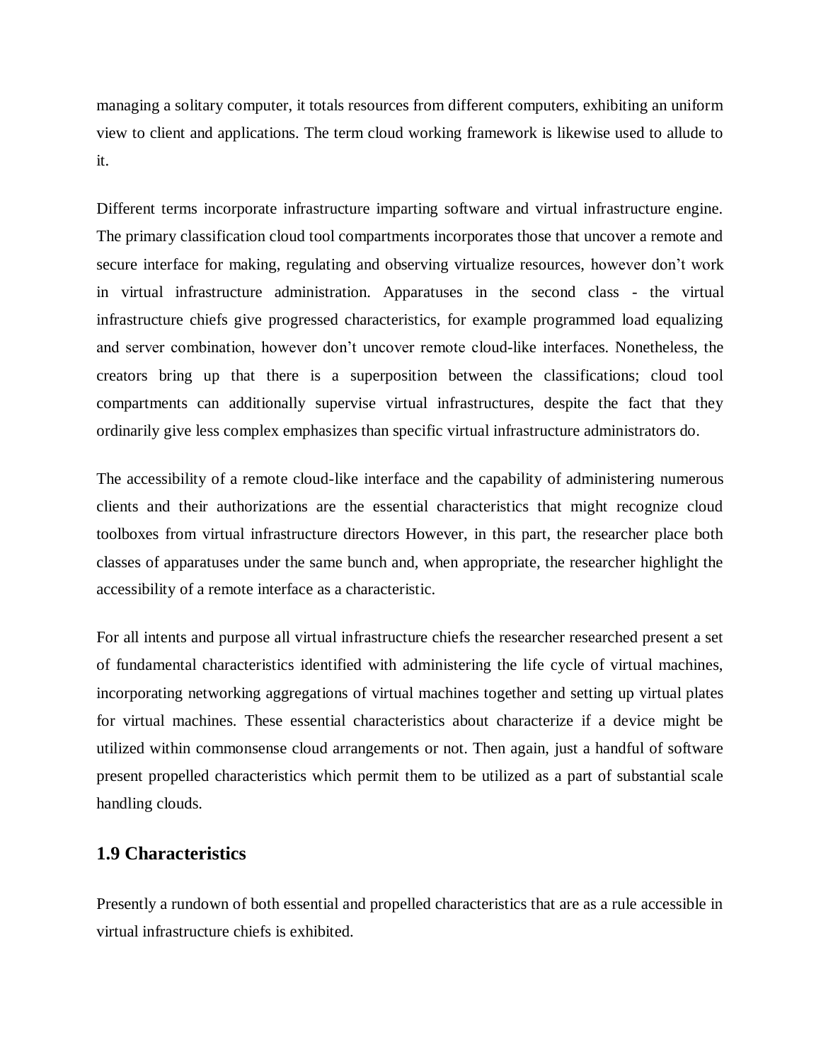managing a solitary computer, it totals resources from different computers, exhibiting an uniform view to client and applications. The term cloud working framework is likewise used to allude to it.

Different terms incorporate infrastructure imparting software and virtual infrastructure engine. The primary classification cloud tool compartments incorporates those that uncover a remote and secure interface for making, regulating and observing virtualize resources, however don't work in virtual infrastructure administration. Apparatuses in the second class - the virtual infrastructure chiefs give progressed characteristics, for example programmed load equalizing and server combination, however don't uncover remote cloud-like interfaces. Nonetheless, the creators bring up that there is a superposition between the classifications; cloud tool compartments can additionally supervise virtual infrastructures, despite the fact that they ordinarily give less complex emphasizes than specific virtual infrastructure administrators do.

The accessibility of a remote cloud-like interface and the capability of administering numerous clients and their authorizations are the essential characteristics that might recognize cloud toolboxes from virtual infrastructure directors However, in this part, the researcher place both classes of apparatuses under the same bunch and, when appropriate, the researcher highlight the accessibility of a remote interface as a characteristic.

For all intents and purpose all virtual infrastructure chiefs the researcher researched present a set of fundamental characteristics identified with administering the life cycle of virtual machines, incorporating networking aggregations of virtual machines together and setting up virtual plates for virtual machines. These essential characteristics about characterize if a device might be utilized within commonsense cloud arrangements or not. Then again, just a handful of software present propelled characteristics which permit them to be utilized as a part of substantial scale handling clouds.

## 1.9 Characteristics

Presently a rundown of both essential and propelled characteristics that are as a rule accessible in virtual infrastructure chiefs is exhibited.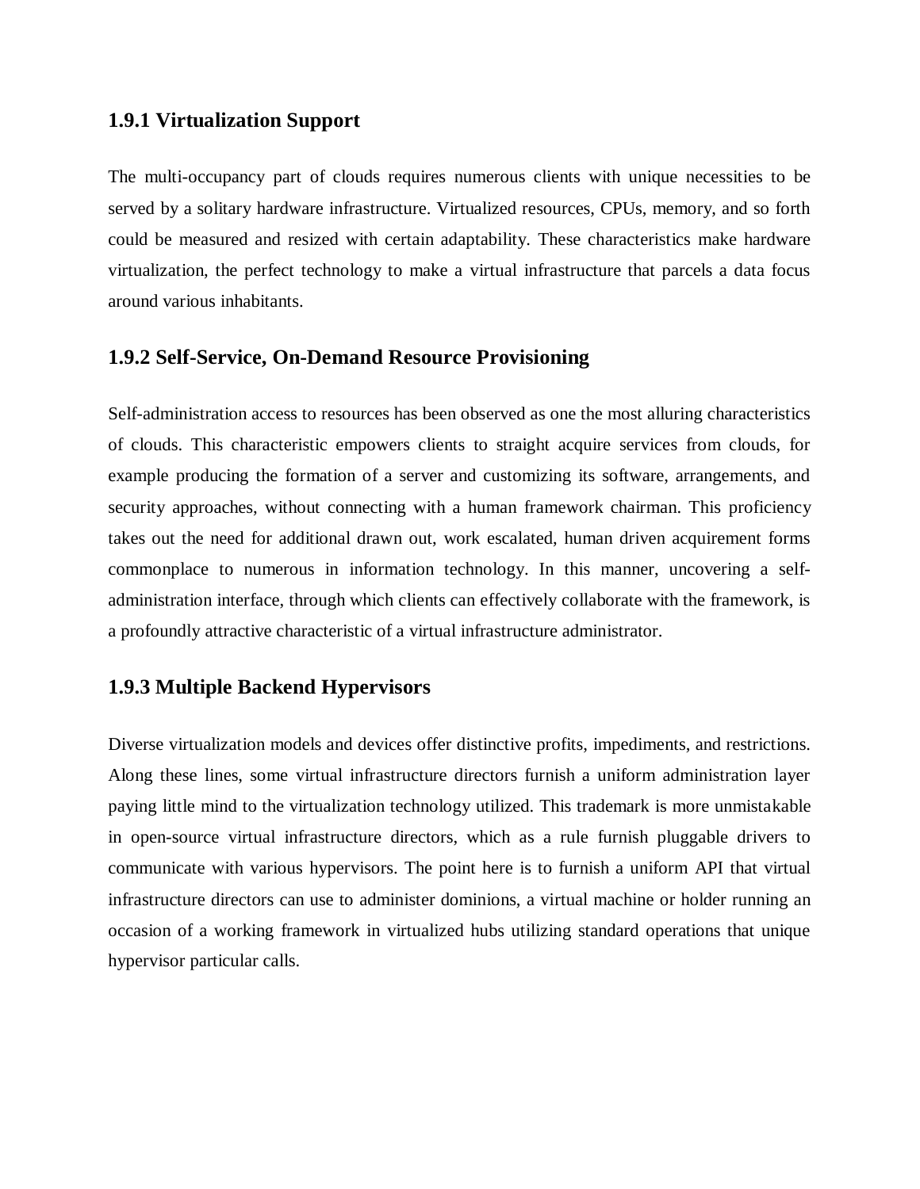### 1.9.1 Virtualization Support

The multi-occupancy part of clouds requires numerous clients with unique necessities to be served by a solitary hardware infrastructure. Virtualized resources, CPUs, memory, and so forth could be measured and resized with certain adaptability. These characteristics make hardware virtualization, the perfect technology to make a virtual infrastructure that parcels a data focus around various inhabitants.

### 1.9.2 Self-Service, On-Demand Resource Provisioning

Self-administration access to resources has been observed as one the most alluring characteristics of clouds. This characteristic empowers clients to straight acquire services from clouds, for example producing the formation of a server and customizing its software, arrangements, and security approaches, without connecting with a human framework chairman. This proficiency takes out the need for additional drawn out, work escalated, human driven acquirement forms commonplace to numerous in information technology. In this manner, uncovering a self-administration interface, through which clients can effectively collaborate with the framework, is a profoundly attractive characteristic of a virtual infrastructure administrator.

### 1.9.3 Multiple Backend Hypervisors

Diverse virtualization models and devices offer distinctive profits, impediments, and restrictions. Along these lines, some virtual infrastructure directors furnish a uniform administration layer paying little mind to the virtualization technology utilized. This trademark is more unmistakable in open-source virtual infrastructure directors, which as a rule furnish pluggable drivers to communicate with various hypervisors. The point here is to furnish a uniform API that virtual infrastructure directors can use to administer dominions, a virtual machine or holder running an occasion of a working framework in virtualized hubs utilizing standard operations that unique hypervisor particular calls.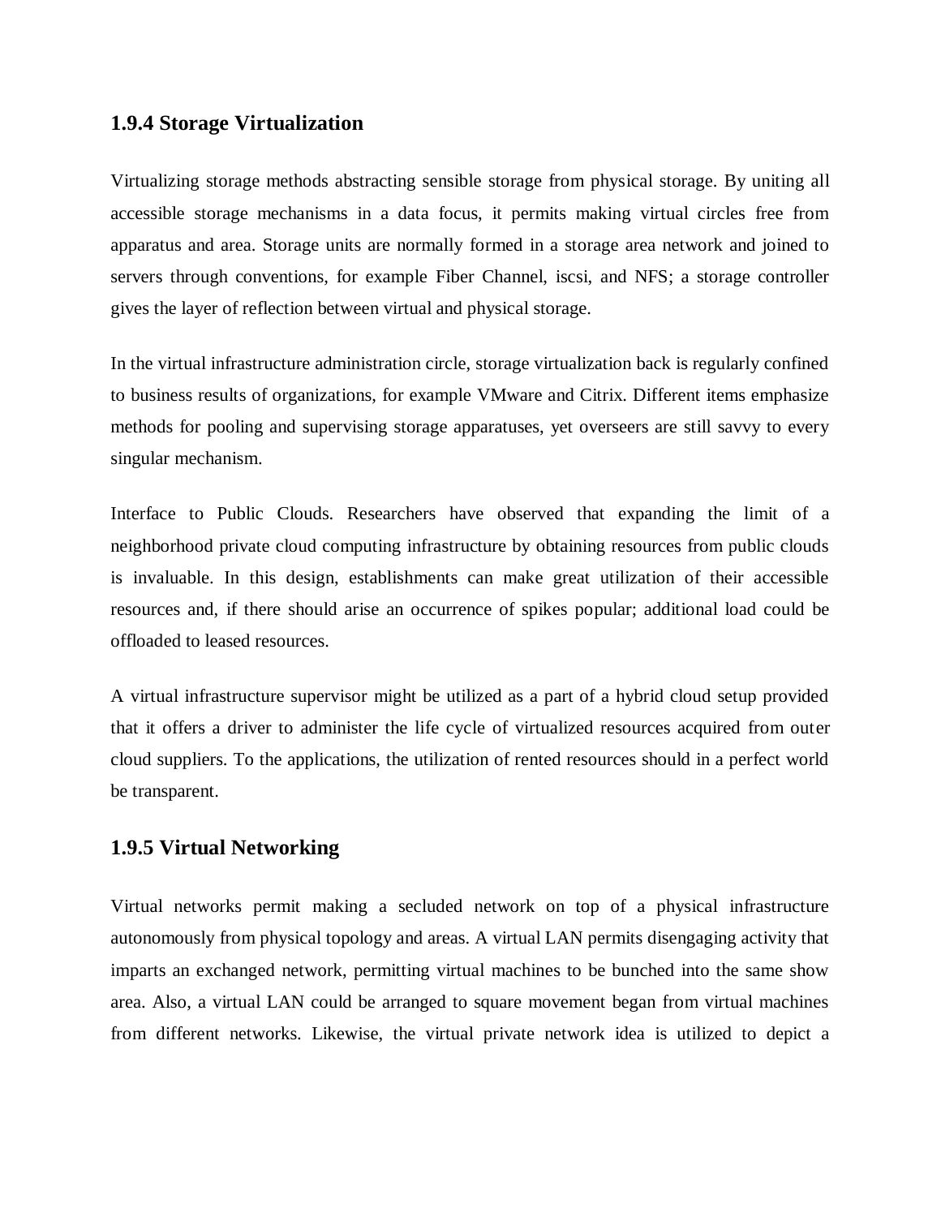### 1.9.4 Storage Virtualization

Virtualizing storage methods abstracting sensible storage from physical storage. By uniting all accessible storage mechanisms in a data focus, it permits making virtual circles free from apparatus and area. Storage units are normally formed in a storage area network and joined to servers through conventions, for example Fiber Channel, iscsi, and NFS; a storage controller gives the layer of reflection between virtual and physical storage.

In the virtual infrastructure administration circle, storage virtualization back is regularly confined to business results of organizations, for example VMware and Citrix. Different items emphasize methods for pooling and supervising storage apparatuses, yet overseers are still savvy to every singular mechanism.

Interface to Public Clouds. Researchers have observed that expanding the limit of a neighborhood private cloud computing infrastructure by obtaining resources from public clouds is invaluable. In this design, establishments can make great utilization of their accessible resources and, if there should arise an occurrence of spikes popular; additional load could be offloaded to leased resources.

A virtual infrastructure supervisor might be utilized as a part of a hybrid cloud setup provided that it offers a driver to administer the life cycle of virtualized resources acquired from outer cloud suppliers. To the applications, the utilization of rented resources should in a perfect world be transparent.

### 1.9.5 Virtual Networking

Virtual networks permit making a secluded network on top of a physical infrastructure autonomously from physical topology and areas. A virtual LAN permits disengaging activity that imparts an exchanged network, permitting virtual machines to be bunched into the same show area. Also, a virtual LAN could be arranged to square movement began from virtual machines from different networks. Likewise, the virtual private network idea is utilized to depict a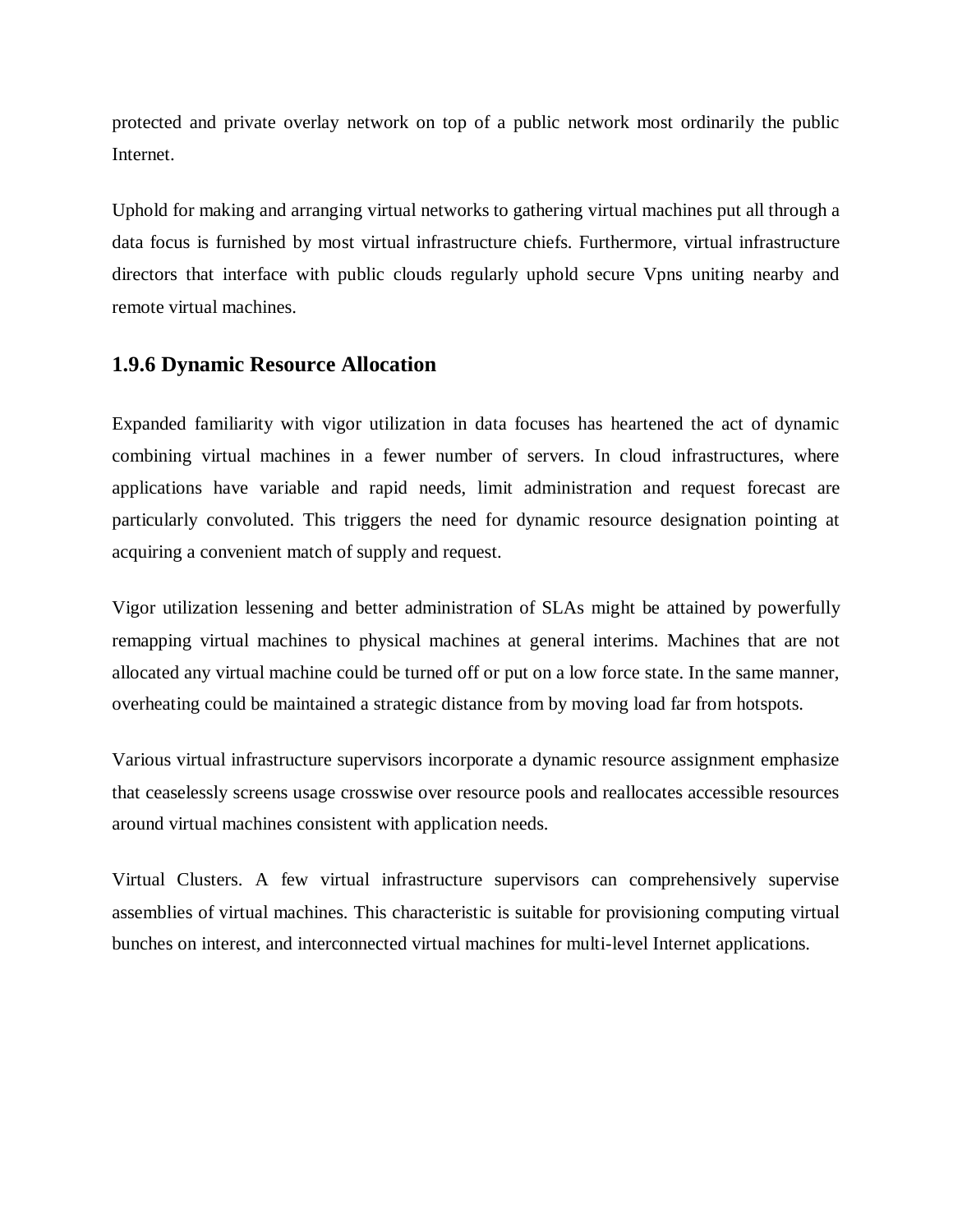protected and private overlay network on top of a public network most ordinarily the public Internet.

Uphold for making and arranging virtual networks to gathering virtual machines put all through a data focus is furnished by most virtual infrastructure chiefs. Furthermore, virtual infrastructure directors that interface with public clouds regularly uphold secure Vpns uniting nearby and remote virtual machines.

### 1.9.6 Dynamic Resource Allocation

Expanded familiarity with vigor utilization in data focuses has heartened the act of dynamic combining virtual machines in a fewer number of servers. In cloud infrastructures, where applications have variable and rapid needs, limit administration and request forecast are particularly convoluted. This triggers the need for dynamic resource designation pointing at acquiring a convenient match of supply and request.

Vigor utilization lessening and better administration of SLAs might be attained by powerfully remapping virtual machines to physical machines at general interims. Machines that are not allocated any virtual machine could be turned off or put on a low force state. In the same manner, overheating could be maintained a strategic distance from by moving load far from hotspots.

Various virtual infrastructure supervisors incorporate a dynamic resource assignment emphasize that ceaselessly screens usage crosswise over resource pools and reallocates accessible resources around virtual machines consistent with application needs.

Virtual Clusters. A few virtual infrastructure supervisors can comprehensively supervise assemblies of virtual machines. This characteristic is suitable for provisioning computing virtual bunches on interest, and interconnected virtual machines for multi-level Internet applications.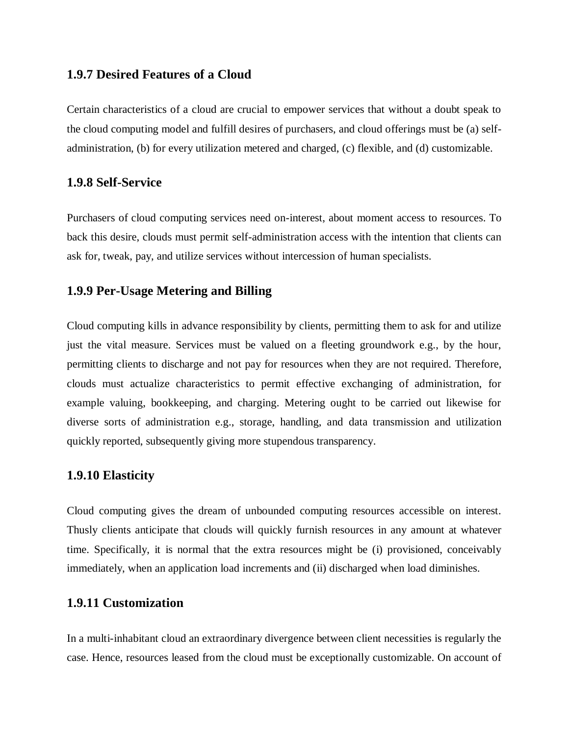### 1.9.7 Desired Features of a Cloud

Certain characteristics of a cloud are crucial to empower services that without a doubt speak to the cloud computing model and fulfill desires of purchasers, and cloud offerings must be (a) self-administration, (b) for every utilization metered and charged, (c) flexible, and (d) customizable.

### 1.9.8 Self-Service

Purchasers of cloud computing services need on-interest, about moment access to resources. To back this desire, clouds must permit self-administration access with the intention that clients can ask for, tweak, pay, and utilize services without intercession of human specialists.

### 1.9.9 Per-Usage Metering and Billing

Cloud computing kills in advance responsibility by clients, permitting them to ask for and utilize just the vital measure. Services must be valued on a fleeting groundwork e.g., by the hour, permitting clients to discharge and not pay for resources when they are not required. Therefore, clouds must actualize characteristics to permit effective exchanging of administration, for example valuing, bookkeeping, and charging. Metering ought to be carried out likewise for diverse sorts of administration e.g., storage, handling, and data transmission and utilization quickly reported, subsequently giving more stupendous transparency.

### 1.9.10 Elasticity

Cloud computing gives the dream of unbounded computing resources accessible on interest. Thusly clients anticipate that clouds will quickly furnish resources in any amount at whatever time. Specifically, it is normal that the extra resources might be (i) provisioned, conceivably immediately, when an application load increments and (ii) discharged when load diminishes.

### 1.9.11 Customization

In a multi-inhabitant cloud an extraordinary divergence between client necessities is regularly the case. Hence, resources leased from the cloud must be exceptionally customizable. On account of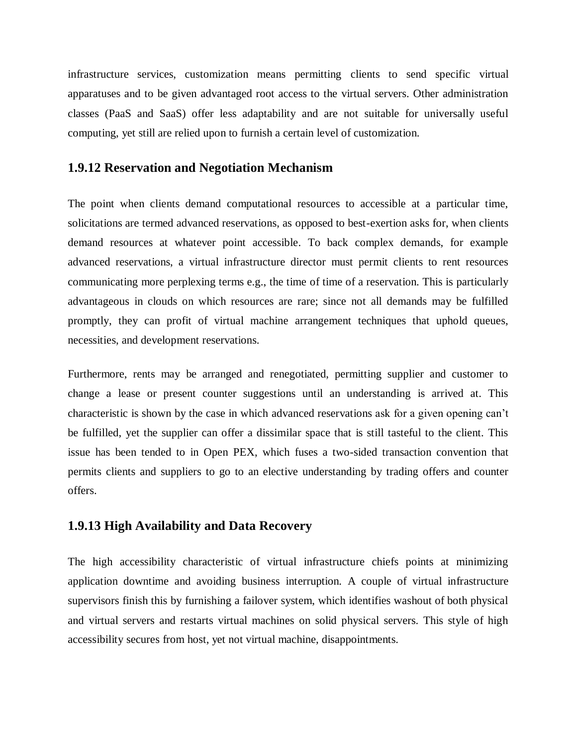infrastructure services, customization means permitting clients to send specific virtual apparatuses and to be given advantaged root access to the virtual servers. Other administration classes (PaaS and SaaS) offer less adaptability and are not suitable for universally useful computing, yet still are relied upon to furnish a certain level of customization.

### 1.9.12 Reservation and Negotiation Mechanism

The point when clients demand computational resources to accessible at a particular time, solicitations are termed advanced reservations, as opposed to best-exertion asks for, when clients demand resources at whatever point accessible. To back complex demands, for example advanced reservations, a virtual infrastructure director must permit clients to rent resources communicating more perplexing terms e.g., the time of time of a reservation. This is particularly advantageous in clouds on which resources are rare; since not all demands may be fulfilled promptly, they can profit of virtual machine arrangement techniques that uphold queues, necessities, and development reservations.

Furthermore, rents may be arranged and renegotiated, permitting supplier and customer to change a lease or present counter suggestions until an understanding is arrived at. This characteristic is shown by the case in which advanced reservations ask for a given opening can't be fulfilled, yet the supplier can offer a dissimilar space that is still tasteful to the client. This issue has been tended to in Open PEX, which fuses a two-sided transaction convention that permits clients and suppliers to go to an elective understanding by trading offers and counter offers.

### 1.9.13 High Availability and Data Recovery

The high accessibility characteristic of virtual infrastructure chiefs points at minimizing application downtime and avoiding business interruption. A couple of virtual infrastructure supervisors finish this by furnishing a failover system, which identifies washout of both physical and virtual servers and restarts virtual machines on solid physical servers. This style of high accessibility secures from host, yet not virtual machine, disappointments.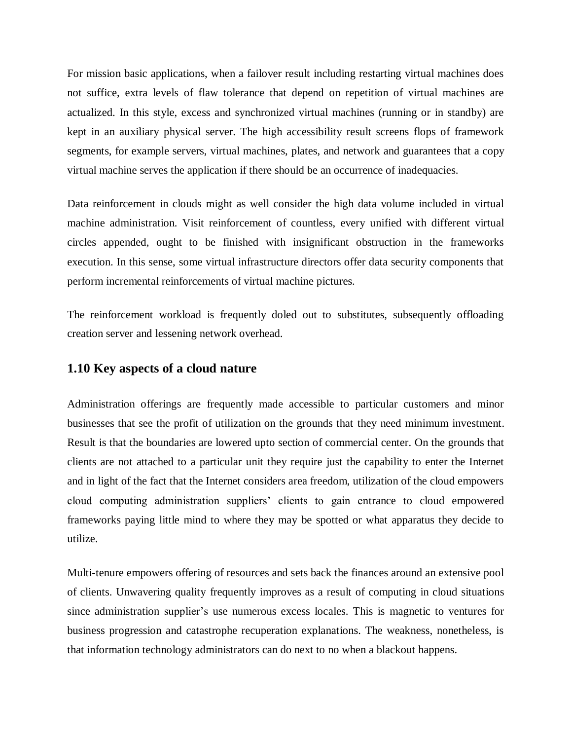For mission basic applications, when a failover result including restarting virtual machines does not suffice, extra levels of flaw tolerance that depend on repetition of virtual machines are actualized. In this style, excess and synchronized virtual machines (running or in standby) are kept in an auxiliary physical server. The high accessibility result screens flops of framework segments, for example servers, virtual machines, plates, and network and guarantees that a copy virtual machine serves the application if there should be an occurrence of inadequacies.

Data reinforcement in clouds might as well consider the high data volume included in virtual machine administration. Visit reinforcement of countless, every unified with different virtual circles appended, ought to be finished with insignificant obstruction in the frameworks execution. In this sense, some virtual infrastructure directors offer data security components that perform incremental reinforcements of virtual machine pictures.

The reinforcement workload is frequently doled out to substitutes, subsequently offloading creation server and lessening network overhead.

## 1.10 Key aspects of a cloud nature

Administration offerings are frequently made accessible to particular customers and minor businesses that see the profit of utilization on the grounds that they need minimum investment. Result is that the boundaries are lowered upto section of commercial center. On the grounds that clients are not attached to a particular unit they require just the capability to enter the Internet and in light of the fact that the Internet considers area freedom, utilization of the cloud empowers cloud computing administration suppliers' clients to gain entrance to cloud empowered frameworks paying little mind to where they may be spotted or what apparatus they decide to utilize.

Multi-tenure empowers offering of resources and sets back the finances around an extensive pool of clients. Unwavering quality frequently improves as a result of computing in cloud situations since administration supplier's use numerous excess locales. This is magnetic to ventures for business progression and catastrophe recuperation explanations. The weakness, nonetheless, is that information technology administrators can do next to no when a blackout happens.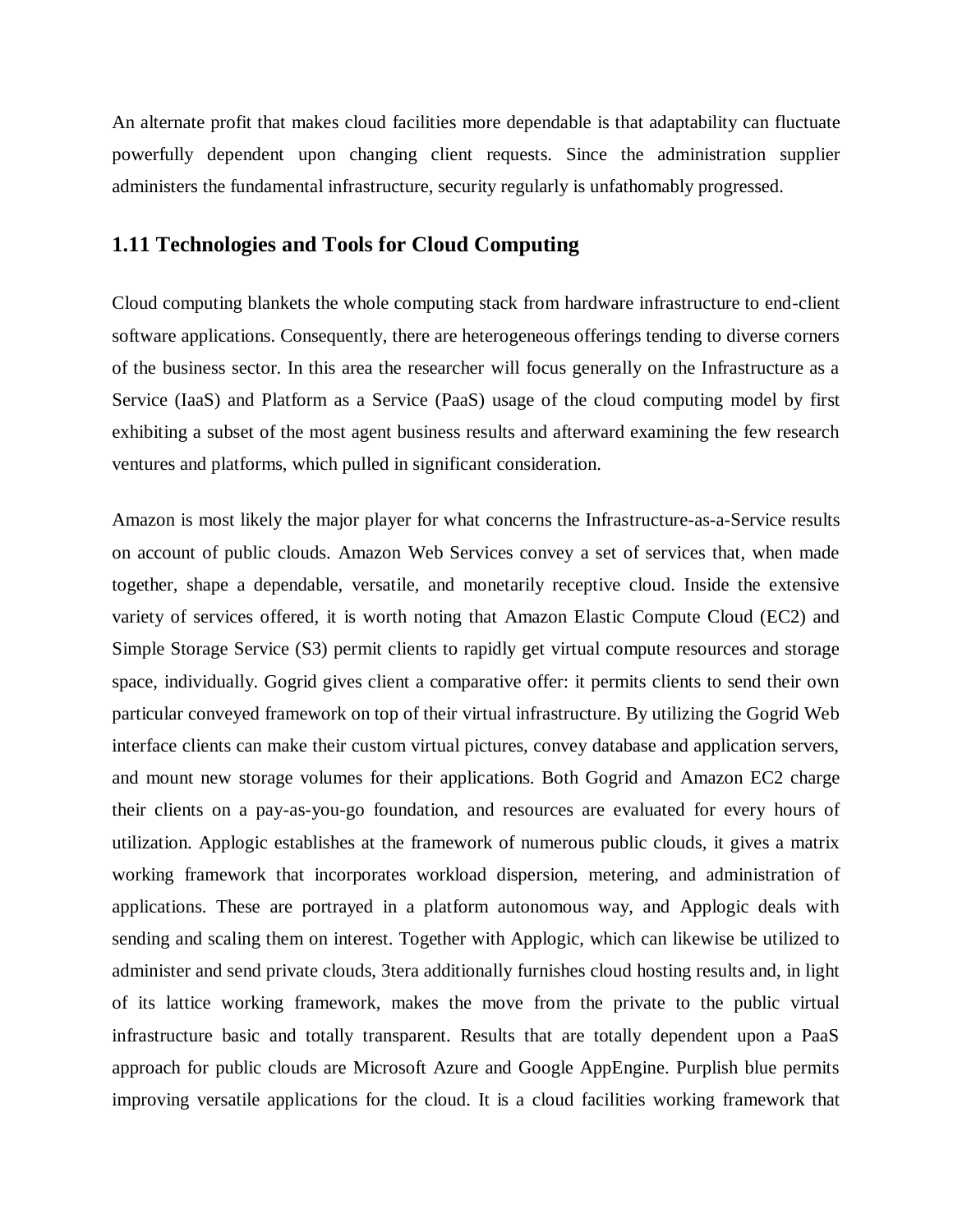An alternate profit that makes cloud facilities more dependable is that adaptability can fluctuate powerfully dependent upon changing client requests. Since the administration supplier administers the fundamental infrastructure, security regularly is unfathomably progressed.

## 1.11 Technologies and Tools for Cloud Computing

Cloud computing blankets the whole computing stack from hardware infrastructure to end-client software applications. Consequently, there are heterogeneous offerings tending to diverse corners of the business sector. In this area the researcher will focus generally on the Infrastructure as a Service (IaaS) and Platform as a Service (PaaS) usage of the cloud computing model by first exhibiting a subset of the most agent business results and afterward examining the few research ventures and platforms, which pulled in significant consideration.

Amazon is most likely the major player for what concerns the Infrastructure-as-a-Service results on account of public clouds. Amazon Web Services convey a set of services that, when made together, shape a dependable, versatile, and monetarily receptive cloud. Inside the extensive variety of services offered, it is worth noting that Amazon Elastic Compute Cloud (EC2) and Simple Storage Service (S3) permit clients to rapidly get virtual compute resources and storage space, individually. Gogrid gives client a comparative offer: it permits clients to send their own particular conveyed framework on top of their virtual infrastructure. By utilizing the Gogrid Web interface clients can make their custom virtual pictures, convey database and application servers, and mount new storage volumes for their applications. Both Gogrid and Amazon EC2 charge their clients on a pay-as-you-go foundation, and resources are evaluated for every hours of utilization. Applogic establishes at the framework of numerous public clouds, it gives a matrix working framework that incorporates workload dispersion, metering, and administration of applications. These are portrayed in a platform autonomous way, and Applogic deals with sending and scaling them on interest. Together with Applogic, which can likewise be utilized to administer and send private clouds, 3tera additionally furnishes cloud hosting results and, in light of its lattice working framework, makes the move from the private to the public virtual infrastructure basic and totally transparent. Results that are totally dependent upon a PaaS approach for public clouds are Microsoft Azure and Google AppEngine. Purplish blue permits improving versatile applications for the cloud. It is a cloud facilities working framework that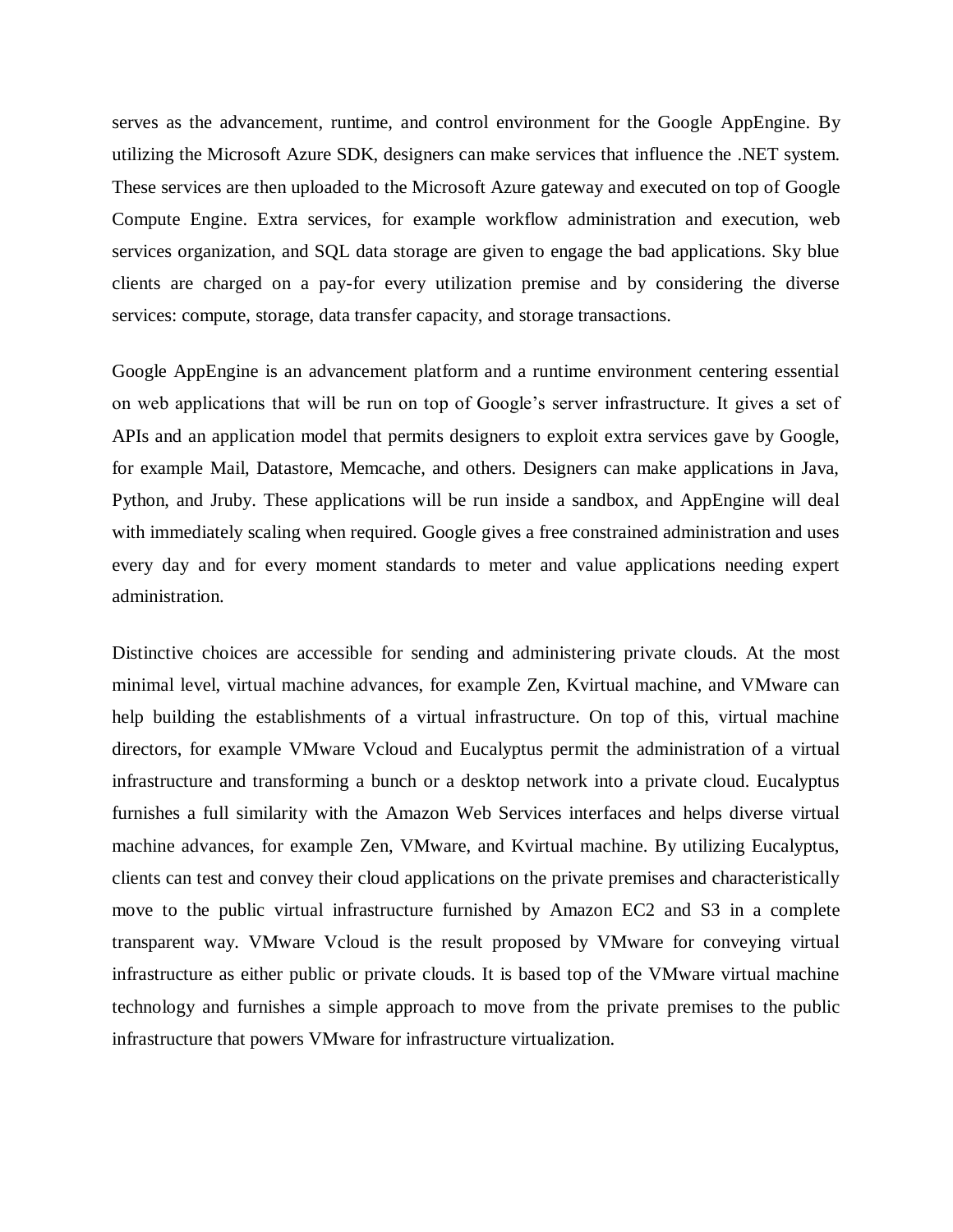serves as the advancement, runtime, and control environment for the Google AppEngine. By utilizing the Microsoft Azure SDK, designers can make services that influence the .NET system. These services are then uploaded to the Microsoft Azure gateway and executed on top of Google Compute Engine. Extra services, for example workflow administration and execution, web services organization, and SQL data storage are given to engage the bad applications. Sky blue clients are charged on a pay-for every utilization premise and by considering the diverse services: compute, storage, data transfer capacity, and storage transactions.

Google AppEngine is an advancement platform and a runtime environment centering essential on web applications that will be run on top of Google's server infrastructure. It gives a set of APIs and an application model that permits designers to exploit extra services gave by Google, for example Mail, Datastore, Memcache, and others. Designers can make applications in Java, Python, and Jruby. These applications will be run inside a sandbox, and AppEngine will deal with immediately scaling when required. Google gives a free constrained administration and uses every day and for every moment standards to meter and value applications needing expert administration.

Distinctive choices are accessible for sending and administering private clouds. At the most minimal level, virtual machine advances, for example Zen, Kvirtual machine, and VMware can help building the establishments of a virtual infrastructure. On top of this, virtual machine directors, for example VMware Vcloud and Eucalyptus permit the administration of a virtual infrastructure and transforming a bunch or a desktop network into a private cloud. Eucalyptus furnishes a full similarity with the Amazon Web Services interfaces and helps diverse virtual machine advances, for example Zen, VMware, and Kvirtual machine. By utilizing Eucalyptus, clients can test and convey their cloud applications on the private premises and characteristically move to the public virtual infrastructure furnished by Amazon EC2 and S3 in a complete transparent way. VMware Vcloud is the result proposed by VMware for conveying virtual infrastructure as either public or private clouds. It is based top of the VMware virtual machine technology and furnishes a simple approach to move from the private premises to the public infrastructure that powers VMware for infrastructure virtualization.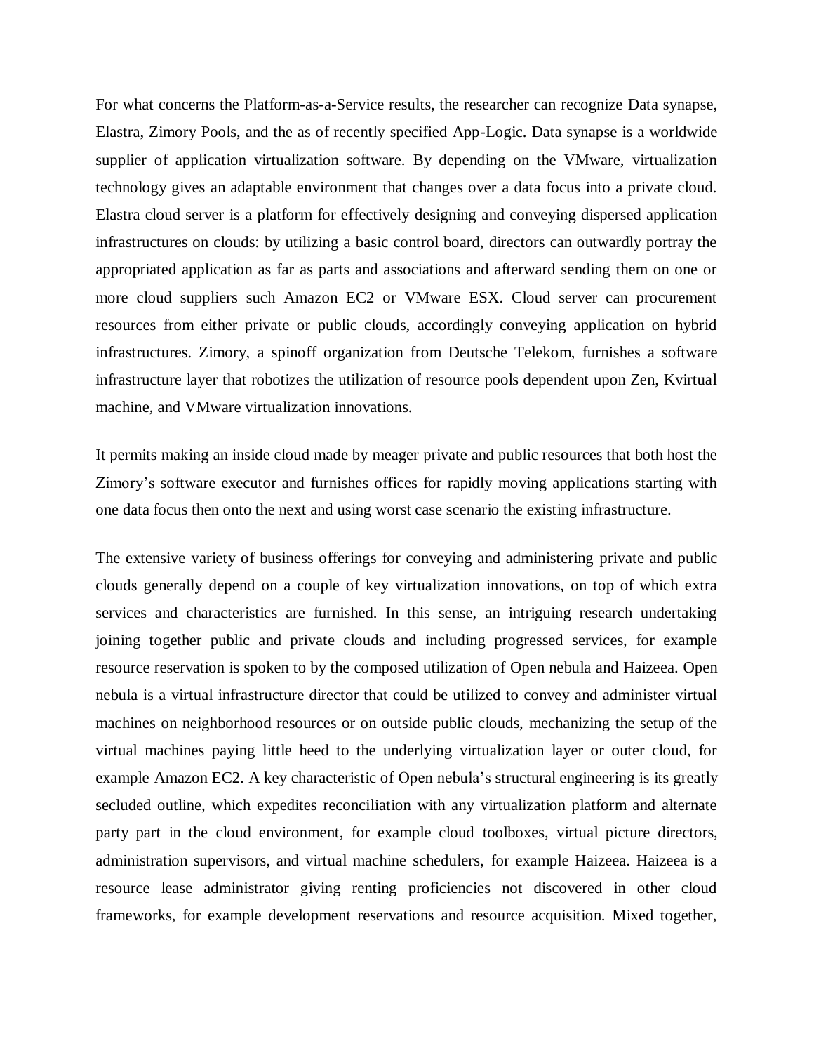For what concerns the Platform-as-a-Service results, the researcher can recognize Data synapse, Elastra, Zimory Pools, and the as of recently specified App-Logic. Data synapse is a worldwide supplier of application virtualization software. By depending on the VMware, virtualization technology gives an adaptable environment that changes over a data focus into a private cloud. Elastra cloud server is a platform for effectively designing and conveying dispersed application infrastructures on clouds: by utilizing a basic control board, directors can outwardly portray the appropriated application as far as parts and associations and afterward sending them on one or more cloud suppliers such Amazon EC2 or VMware ESX. Cloud server can procurement resources from either private or public clouds, accordingly conveying application on hybrid infrastructures. Zimory, a spinoff organization from Deutsche Telekom, furnishes a software infrastructure layer that robotizes the utilization of resource pools dependent upon Zen, Kvirtual machine, and VMware virtualization innovations.

It permits making an inside cloud made by meager private and public resources that both host the Zimory's software executor and furnishes offices for rapidly moving applications starting with one data focus then onto the next and using worst case scenario the existing infrastructure.

The extensive variety of business offerings for conveying and administering private and public clouds generally depend on a couple of key virtualization innovations, on top of which extra services and characteristics are furnished. In this sense, an intriguing research undertaking joining together public and private clouds and including progressed services, for example resource reservation is spoken to by the composed utilization of Open nebula and Haizeea. Open nebula is a virtual infrastructure director that could be utilized to convey and administer virtual machines on neighborhood resources or on outside public clouds, mechanizing the setup of the virtual machines paying little heed to the underlying virtualization layer or outer cloud, for example Amazon EC2. A key characteristic of Open nebula's structural engineering is its greatly secluded outline, which expedites reconciliation with any virtualization platform and alternate party part in the cloud environment, for example cloud toolboxes, virtual picture directors, administration supervisors, and virtual machine schedulers, for example Haizeea. Haizeea is a resource lease administrator giving renting proficiencies not discovered in other cloud frameworks, for example development reservations and resource acquisition. Mixed together,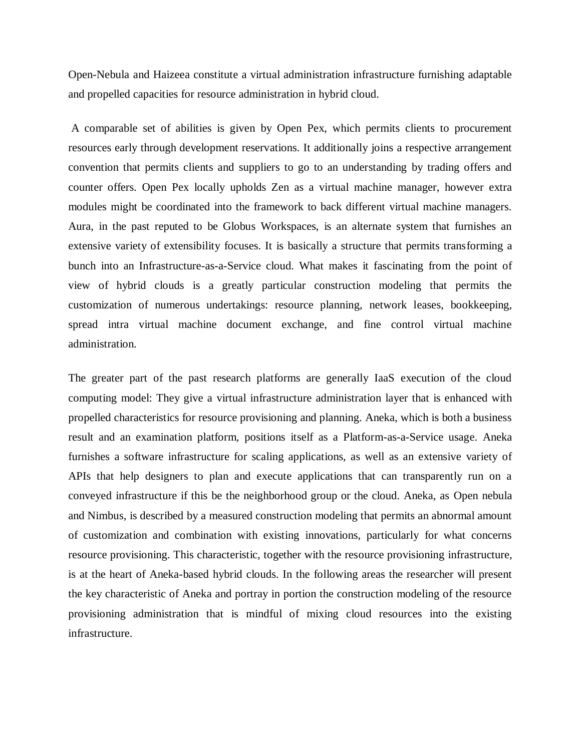Open-Nebula and Haizeea constitute a virtual administration infrastructure furnishing adaptable and propelled capacities for resource administration in hybrid cloud.

A comparable set of abilities is given by Open Pex, which permits clients to procurement resources early through development reservations. It additionally joins a respective arrangement convention that permits clients and suppliers to go to an understanding by trading offers and counter offers. Open Pex locally upholds Zen as a virtual machine manager, however extra modules might be coordinated into the framework to back different virtual machine managers. Aura, in the past reputed to be Globus Workspaces, is an alternate system that furnishes an extensive variety of extensibility focuses. It is basically a structure that permits transforming a bunch into an Infrastructure-as-a-Service cloud. What makes it fascinating from the point of view of hybrid clouds is a greatly particular construction modeling that permits the customization of numerous undertakings: resource planning, network leases, bookkeeping, spread intra virtual machine document exchange, and fine control virtual machine administration.

The greater part of the past research platforms are generally IaaS execution of the cloud computing model: They give a virtual infrastructure administration layer that is enhanced with propelled characteristics for resource provisioning and planning. Aneka, which is both a business result and an examination platform, positions itself as a Platform-as-a-Service usage. Aneka furnishes a software infrastructure for scaling applications, as well as an extensive variety of APIs that help designers to plan and execute applications that can transparently run on a conveyed infrastructure if this be the neighborhood group or the cloud. Aneka, as Open nebula and Nimbus, is described by a measured construction modeling that permits an abnormal amount of customization and combination with existing innovations, particularly for what concerns resource provisioning. This characteristic, together with the resource provisioning infrastructure, is at the heart of Aneka-based hybrid clouds. In the following areas the researcher will present the key characteristic of Aneka and portray in portion the construction modeling of the resource provisioning administration that is mindful of mixing cloud resources into the existing infrastructure.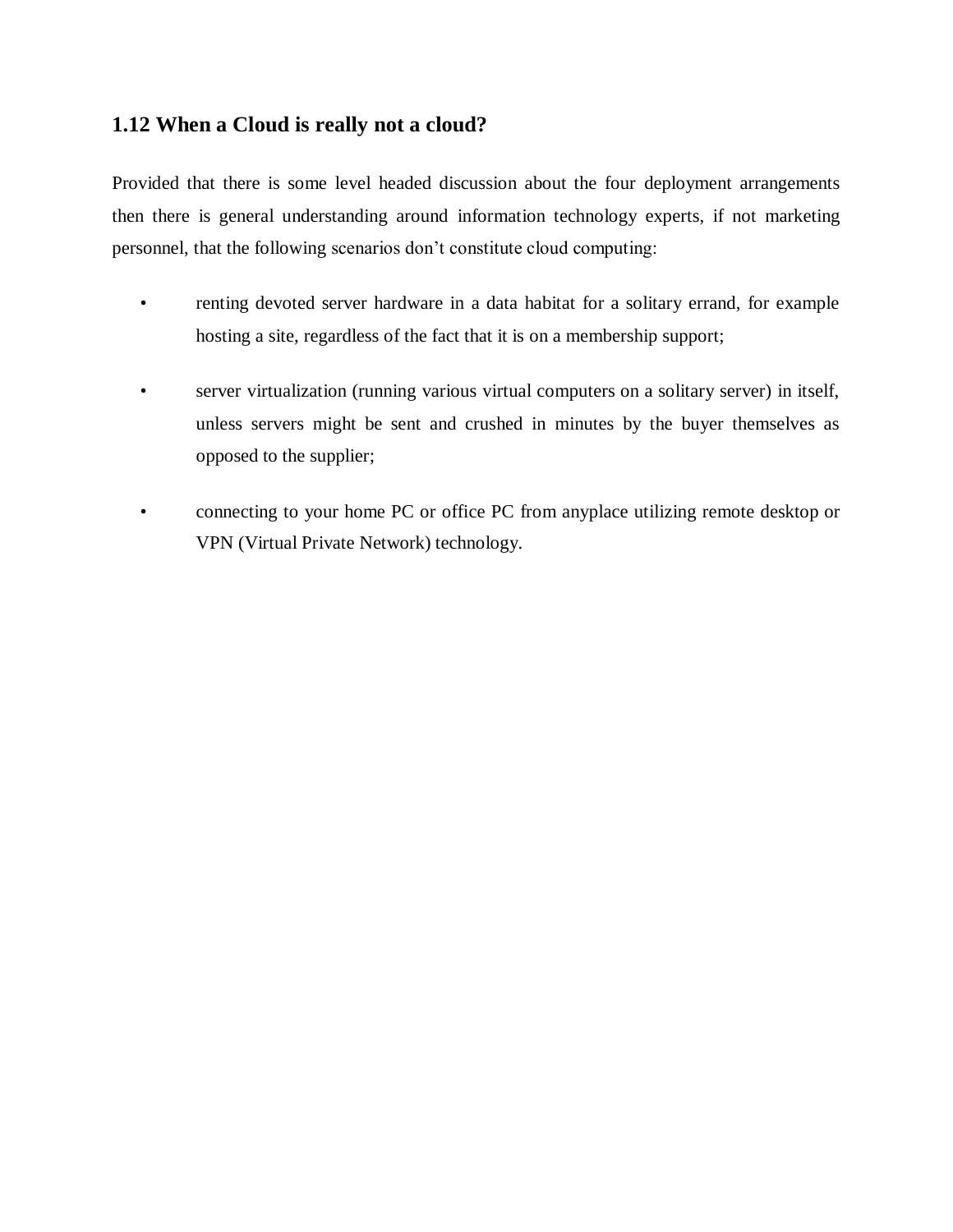## 1.12 When a Cloud is really not a cloud?

Provided that there is some level headed discussion about the four deployment arrangements then there is general understanding around information technology experts, if not marketing personnel, that the following scenarios don't constitute cloud computing:

- renting devoted server hardware in a data habitat for a solitary errand, for example hosting a site, regardless of the fact that it is on a membership support;
- server virtualization (running various virtual computers on a solitary server) in itself, unless servers might be sent and crushed in minutes by the buyer themselves as opposed to the supplier;
- connecting to your home PC or office PC from anyplace utilizing remote desktop or VPN (Virtual Private Network) technology.